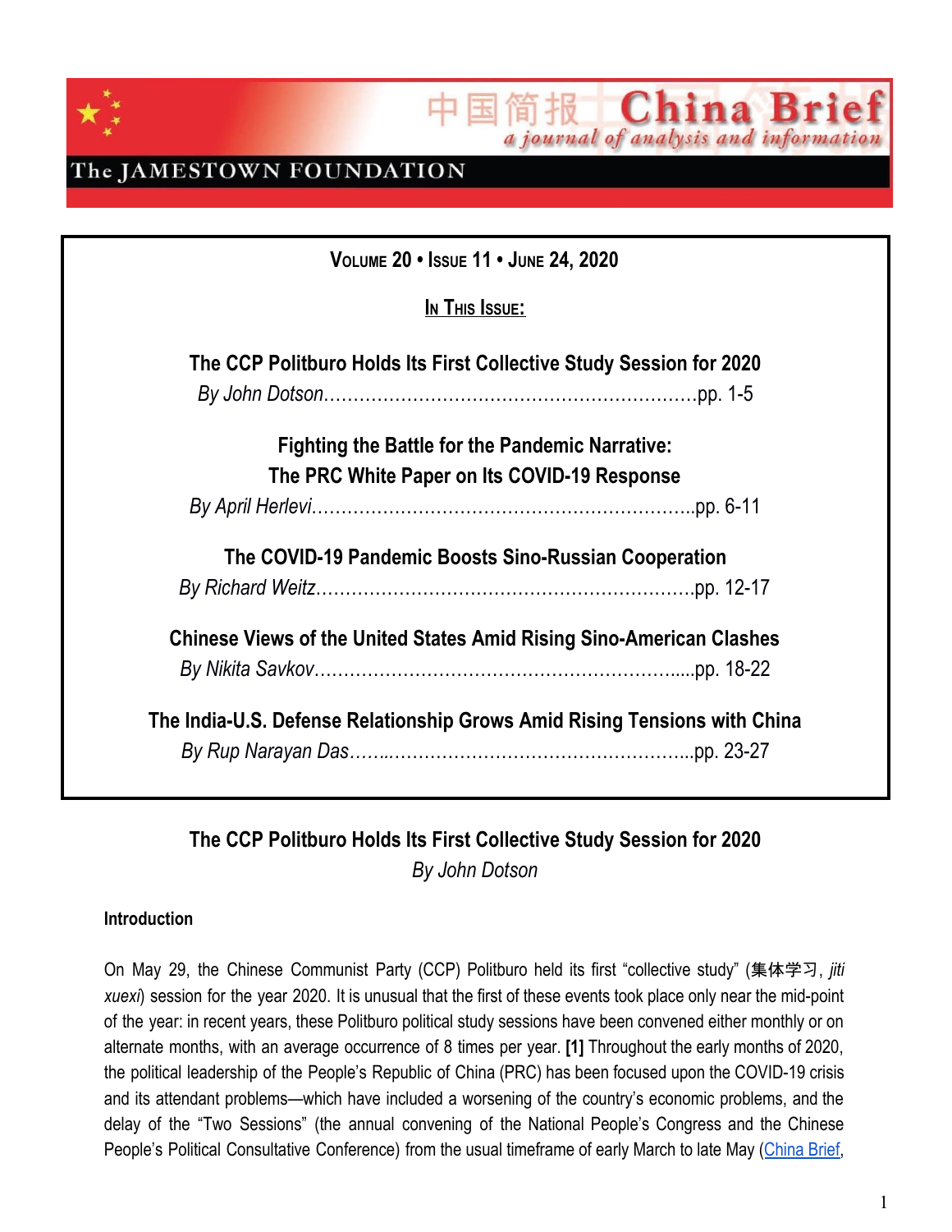# 中国简报 China Brief

*a journal of analysis and information*

The JAMESTOWN FOUNDATION

**VOLUME 20 • ISSUE 11 • JUNE 24, 2020**

**IN THIS ISSUE:**

**The CCP Politburo Holds Its First Collective Study Session for 2020**
*By John Dotson*……………………………………………………pp. 1-5

**Fighting the Battle for the Pandemic Narrative: The PRC White Paper on Its COVID-19 Response**
*By April Herlevi*………………………………………………………pp. 6-11

**The COVID-19 Pandemic Boosts Sino-Russian Cooperation**
*By Richard Weitz*……………………………………………………pp. 12-17

**Chinese Views of the United States Amid Rising Sino-American Clashes**
*By Nikita Savkov*……………………………………………………pp. 18-22

**The India-U.S. Defense Relationship Grows Amid Rising Tensions with China**
*By Rup Narayan Das*…………………………………………………pp. 23-27

## The CCP Politburo Holds Its First Collective Study Session for 2020

*By John Dotson*

### Introduction

On May 29, the Chinese Communist Party (CCP) Politburo held its first "collective study" (集体学习, *jiti xuexi*) session for the year 2020. It is unusual that the first of these events took place only near the mid-point of the year: in recent years, these Politburo political study sessions have been convened either monthly or on alternate months, with an average occurrence of 8 times per year. **[1]** Throughout the early months of 2020, the political leadership of the People's Republic of China (PRC) has been focused upon the COVID-19 crisis and its attendant problems—which have included a worsening of the country's economic problems, and the delay of the "Two Sessions" (the annual convening of the National People's Congress and the Chinese People's Political Consultative Conference) from the usual timeframe of early March to late May (China Brief,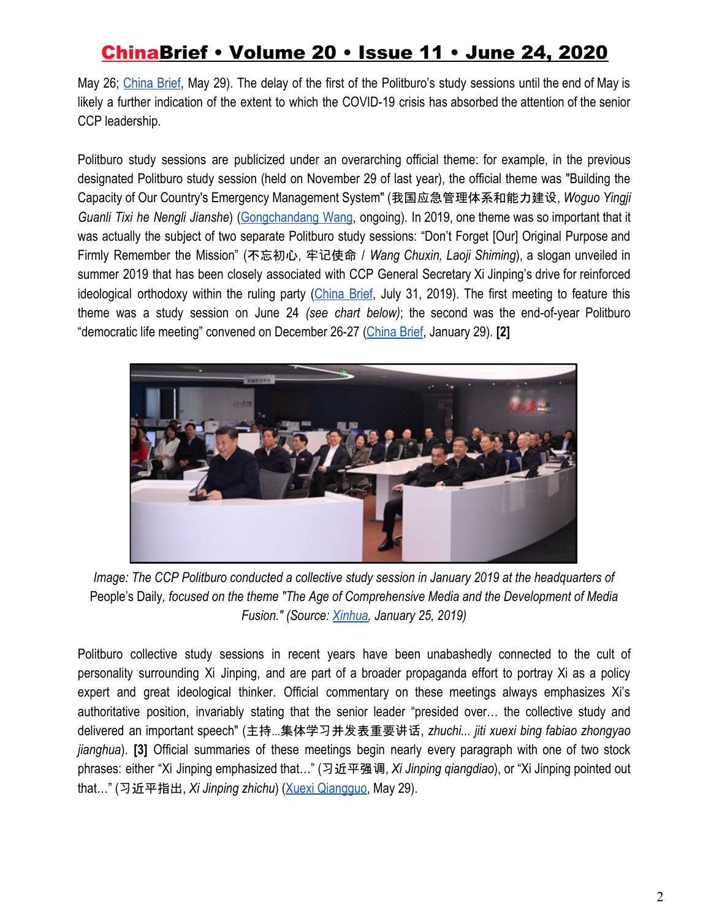May 26; China Brief, May 29). The delay of the first of the Politburo's study sessions until the end of May is likely a further indication of the extent to which the COVID-19 crisis has absorbed the attention of the senior CCP leadership.

Politburo study sessions are publicized under an overarching official theme: for example, in the previous designated Politburo study session (held on November 29 of last year), the official theme was "Building the Capacity of Our Country's Emergency Management System" (我国应急管理体系和能力建设, *Woguo Yingji Guanli Tixi he Nengli Jianshe*) (Gongchandang Wang, ongoing). In 2019, one theme was so important that it was actually the subject of two separate Politburo study sessions: "Don't Forget [Our] Original Purpose and Firmly Remember the Mission" (不忘初心, 牢记使命 / *Wang Chuxin, Laoji Shiming*), a slogan unveiled in summer 2019 that has been closely associated with CCP General Secretary Xi Jinping's drive for reinforced ideological orthodoxy within the ruling party (China Brief, July 31, 2019). The first meeting to feature this theme was a study session on June 24 *(see chart below)*; the second was the end-of-year Politburo "democratic life meeting" convened on December 26-27 (China Brief, January 29). **[2]**

*Image: The CCP Politburo conducted a collective study session in January 2019 at the headquarters of* People's Daily*, focused on the theme "The Age of Comprehensive Media and the Development of Media Fusion." (Source: Xinhua, January 25, 2019)*

Politburo collective study sessions in recent years have been unabashedly connected to the cult of personality surrounding Xi Jinping, and are part of a broader propaganda effort to portray Xi as a policy expert and great ideological thinker. Official commentary on these meetings always emphasizes Xi's authoritative position, invariably stating that the senior leader "presided over… the collective study and delivered an important speech" (主持...集体学习并发表重要讲话, *zhuchi... jiti xuexi bing fabiao zhongyao jianghua*). **[3]** Official summaries of these meetings begin nearly every paragraph with one of two stock phrases: either "Xi Jinping emphasized that…" (习近平强调, *Xi Jinping qiangdiao*), or "Xi Jinping pointed out that…" (习近平指出, *Xi Jinping zhichu*) (Xuexi Qiangguo, May 29).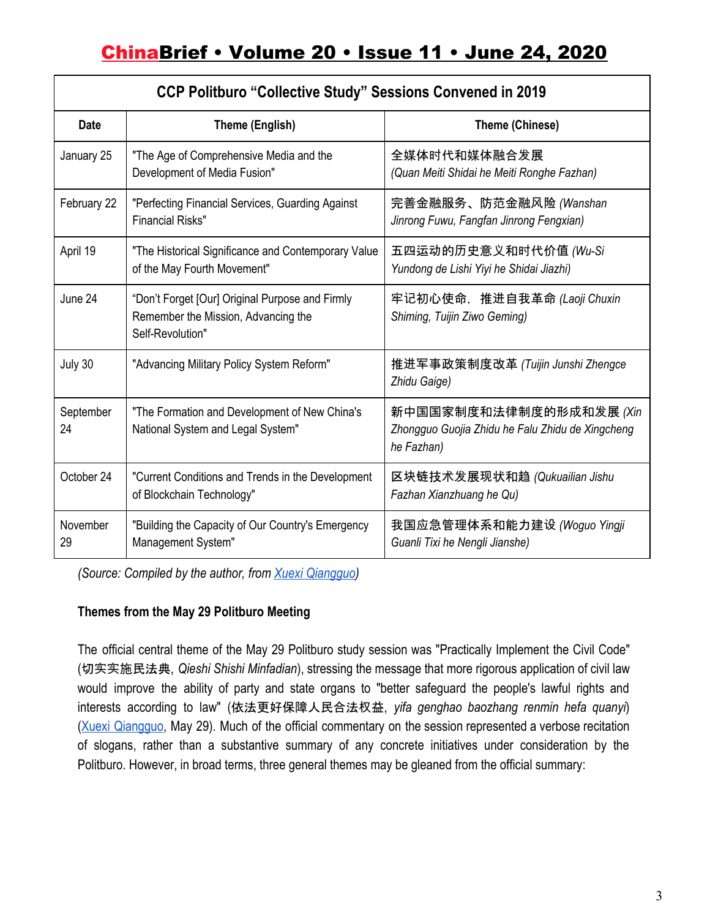| CCP Politburo "Collective Study" Sessions Convened in 2019 | | |
|---|---|---|
| **Date** | **Theme (English)** | **Theme (Chinese)** |
| January 25 | "The Age of Comprehensive Media and the Development of Media Fusion" | 全媒体时代和媒体融合发展 *(Quan Meiti Shidai he Meiti Ronghe Fazhan)* |
| February 22 | "Perfecting Financial Services, Guarding Against Financial Risks" | 完善金融服务、防范金融风险 *(Wanshan Jinrong Fuwu, Fangfan Jinrong Fengxian)* |
| April 19 | "The Historical Significance and Contemporary Value of the May Fourth Movement" | 五四运动的历史意义和时代价值 *(Wu-Si Yundong de Lishi Yiyi he Shidai Jiazhi)* |
| June 24 | "Don't Forget [Our] Original Purpose and Firmly Remember the Mission, Advancing the Self-Revolution" | 牢记初心使命，推进自我革命 *(Laoji Chuxin Shiming, Tuijin Ziwo Geming)* |
| July 30 | "Advancing Military Policy System Reform" | 推进军事政策制度改革 *(Tuijin Junshi Zhengce Zhidu Gaige)* |
| September 24 | "The Formation and Development of New China's National System and Legal System" | 新中国国家制度和法律制度的形成和发展 *(Xin Zhongguo Guojia Zhidu he Falu Zhidu de Xingcheng he Fazhan)* |
| October 24 | "Current Conditions and Trends in the Development of Blockchain Technology" | 区块链技术发展现状和趋 *(Qukuailian Jishu Fazhan Xianzhuang he Qu)* |
| November 29 | "Building the Capacity of Our Country's Emergency Management System" | 我国应急管理体系和能力建设 *(Woguo Yingji Guanli Tixi he Nengli Jianshe)* |

*(Source: Compiled by the author, from Xuexi Qiangguo)*

**Themes from the May 29 Politburo Meeting**

The official central theme of the May 29 Politburo study session was "Practically Implement the Civil Code" (切实实施民法典, *Qieshi Shishi Minfadian*), stressing the message that more rigorous application of civil law would improve the ability of party and state organs to "better safeguard the people's lawful rights and interests according to law" (依法更好保障人民合法权益, *yifa genghao baozhang renmin hefa quanyi*) (Xuexi Qiangguo, May 29). Much of the official commentary on the session represented a verbose recitation of slogans, rather than a substantive summary of any concrete initiatives under consideration by the Politburo. However, in broad terms, three general themes may be gleaned from the official summary: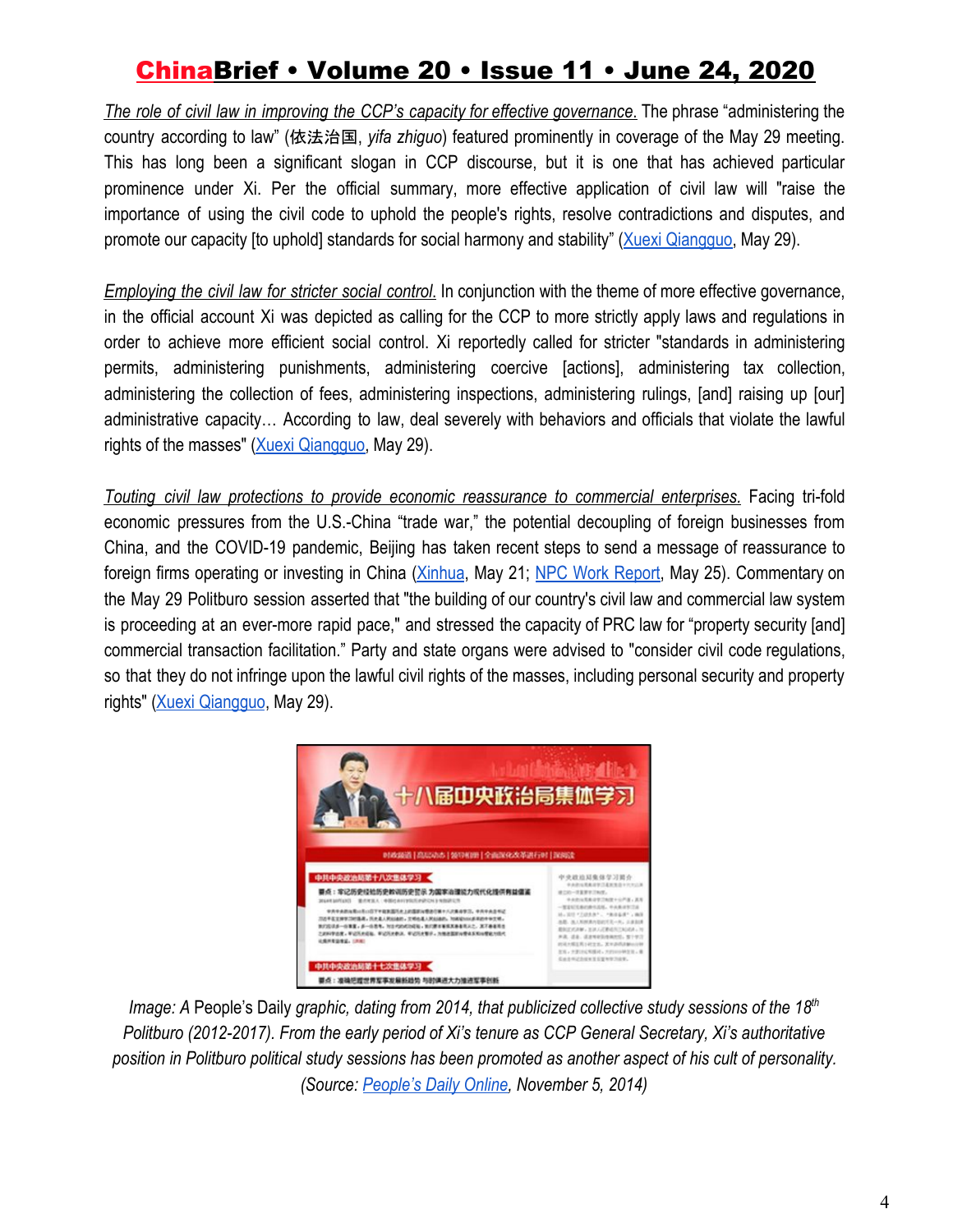*The role of civil law in improving the CCP's capacity for effective governance.* The phrase "administering the country according to law" (依法治国, *yifa zhiguo*) featured prominently in coverage of the May 29 meeting. This has long been a significant slogan in CCP discourse, but it is one that has achieved particular prominence under Xi. Per the official summary, more effective application of civil law will "raise the importance of using the civil code to uphold the people's rights, resolve contradictions and disputes, and promote our capacity [to uphold] standards for social harmony and stability" (Xuexi Qiangguo, May 29).

*Employing the civil law for stricter social control.* In conjunction with the theme of more effective governance, in the official account Xi was depicted as calling for the CCP to more strictly apply laws and regulations in order to achieve more efficient social control. Xi reportedly called for stricter "standards in administering permits, administering punishments, administering coercive [actions], administering tax collection, administering the collection of fees, administering inspections, administering rulings, [and] raising up [our] administrative capacity… According to law, deal severely with behaviors and officials that violate the lawful rights of the masses" (Xuexi Qiangguo, May 29).

*Touting civil law protections to provide economic reassurance to commercial enterprises.* Facing tri-fold economic pressures from the U.S.-China "trade war," the potential decoupling of foreign businesses from China, and the COVID-19 pandemic, Beijing has taken recent steps to send a message of reassurance to foreign firms operating or investing in China (Xinhua, May 21; NPC Work Report, May 25). Commentary on the May 29 Politburo session asserted that "the building of our country's civil law and commercial law system is proceeding at an ever-more rapid pace," and stressed the capacity of PRC law for "property security [and] commercial transaction facilitation." Party and state organs were advised to "consider civil code regulations, so that they do not infringe upon the lawful civil rights of the masses, including personal security and property rights" (Xuexi Qiangguo, May 29).

*Image: A* People's Daily *graphic, dating from 2014, that publicized collective study sessions of the 18th Politburo (2012-2017). From the early period of Xi's tenure as CCP General Secretary, Xi's authoritative position in Politburo political study sessions has been promoted as another aspect of his cult of personality. (Source: People's Daily Online, November 5, 2014)*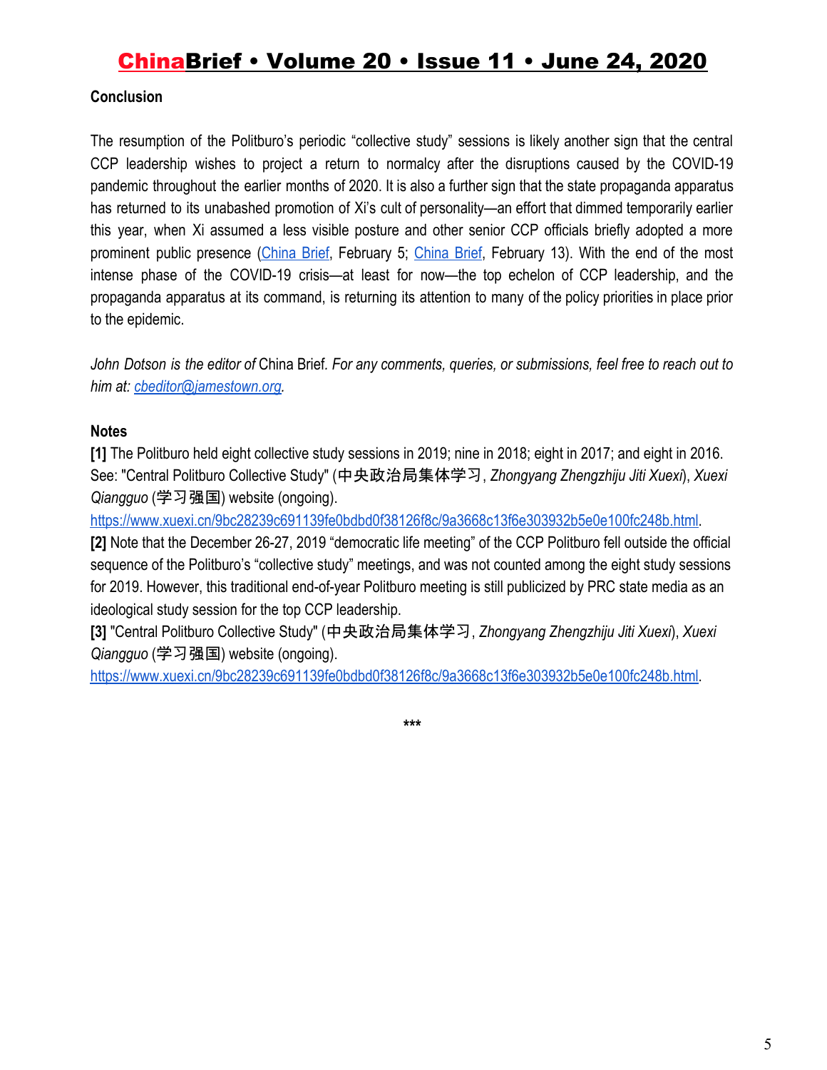**Conclusion**

The resumption of the Politburo's periodic "collective study" sessions is likely another sign that the central CCP leadership wishes to project a return to normalcy after the disruptions caused by the COVID-19 pandemic throughout the earlier months of 2020. It is also a further sign that the state propaganda apparatus has returned to its unabashed promotion of Xi's cult of personality—an effort that dimmed temporarily earlier this year, when Xi assumed a less visible posture and other senior CCP officials briefly adopted a more prominent public presence (China Brief, February 5; China Brief, February 13). With the end of the most intense phase of the COVID-19 crisis—at least for now—the top echelon of CCP leadership, and the propaganda apparatus at its command, is returning its attention to many of the policy priorities in place prior to the epidemic.

*John Dotson is the editor of* China Brief. *For any comments, queries, or submissions, feel free to reach out to him at: cbeditor@jamestown.org.*

**Notes**

**[1]** The Politburo held eight collective study sessions in 2019; nine in 2018; eight in 2017; and eight in 2016. See: "Central Politburo Collective Study" (中央政治局集体学习, *Zhongyang Zhengzhiju Jiti Xuexi*), *Xuexi Qiangguo* (学习强国) website (ongoing). https://www.xuexi.cn/9bc28239c691139fe0bdbd0f38126f8c/9a3668c13f6e303932b5e0e100fc248b.html.

**[2]** Note that the December 26-27, 2019 "democratic life meeting" of the CCP Politburo fell outside the official sequence of the Politburo's "collective study" meetings, and was not counted among the eight study sessions for 2019. However, this traditional end-of-year Politburo meeting is still publicized by PRC state media as an ideological study session for the top CCP leadership.

**[3]** "Central Politburo Collective Study" (中央政治局集体学习, *Zhongyang Zhengzhiju Jiti Xuexi*), *Xuexi Qiangguo* (学习强国) website (ongoing). https://www.xuexi.cn/9bc28239c691139fe0bdbd0f38126f8c/9a3668c13f6e303932b5e0e100fc248b.html.

***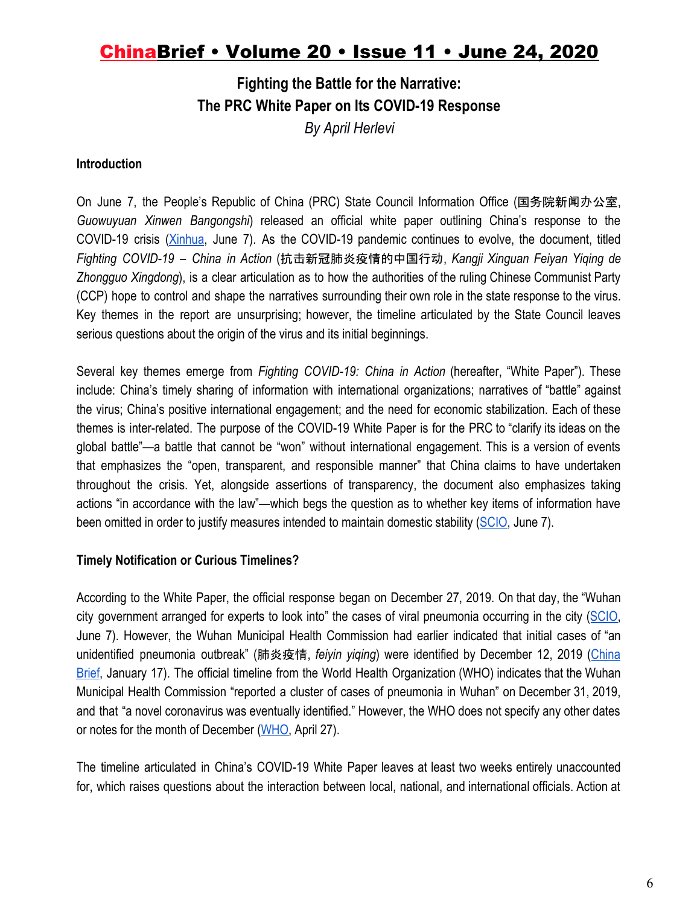# Fighting the Battle for the Narrative: The PRC White Paper on Its COVID-19 Response

*By April Herlevi*

**Introduction**

On June 7, the People's Republic of China (PRC) State Council Information Office (国务院新闻办公室, *Guowuyuan Xinwen Bangongshi*) released an official white paper outlining China's response to the COVID-19 crisis (Xinhua, June 7). As the COVID-19 pandemic continues to evolve, the document, titled *Fighting COVID-19 – China in Action* (抗击新冠肺炎疫情的中国行动, *Kangji Xinguan Feiyan Yiqing de Zhongguo Xingdong*), is a clear articulation as to how the authorities of the ruling Chinese Communist Party (CCP) hope to control and shape the narratives surrounding their own role in the state response to the virus. Key themes in the report are unsurprising; however, the timeline articulated by the State Council leaves serious questions about the origin of the virus and its initial beginnings.

Several key themes emerge from *Fighting COVID-19: China in Action* (hereafter, "White Paper"). These include: China's timely sharing of information with international organizations; narratives of "battle" against the virus; China's positive international engagement; and the need for economic stabilization. Each of these themes is inter-related. The purpose of the COVID-19 White Paper is for the PRC to "clarify its ideas on the global battle"—a battle that cannot be "won" without international engagement. This is a version of events that emphasizes the "open, transparent, and responsible manner" that China claims to have undertaken throughout the crisis. Yet, alongside assertions of transparency, the document also emphasizes taking actions "in accordance with the law"—which begs the question as to whether key items of information have been omitted in order to justify measures intended to maintain domestic stability (SCIO, June 7).

**Timely Notification or Curious Timelines?**

According to the White Paper, the official response began on December 27, 2019. On that day, the "Wuhan city government arranged for experts to look into" the cases of viral pneumonia occurring in the city (SCIO, June 7). However, the Wuhan Municipal Health Commission had earlier indicated that initial cases of "an unidentified pneumonia outbreak" (肺炎疫情, *feiyin yiqing*) were identified by December 12, 2019 (China Brief, January 17). The official timeline from the World Health Organization (WHO) indicates that the Wuhan Municipal Health Commission "reported a cluster of cases of pneumonia in Wuhan" on December 31, 2019, and that "a novel coronavirus was eventually identified." However, the WHO does not specify any other dates or notes for the month of December (WHO, April 27).

The timeline articulated in China's COVID-19 White Paper leaves at least two weeks entirely unaccounted for, which raises questions about the interaction between local, national, and international officials. Action at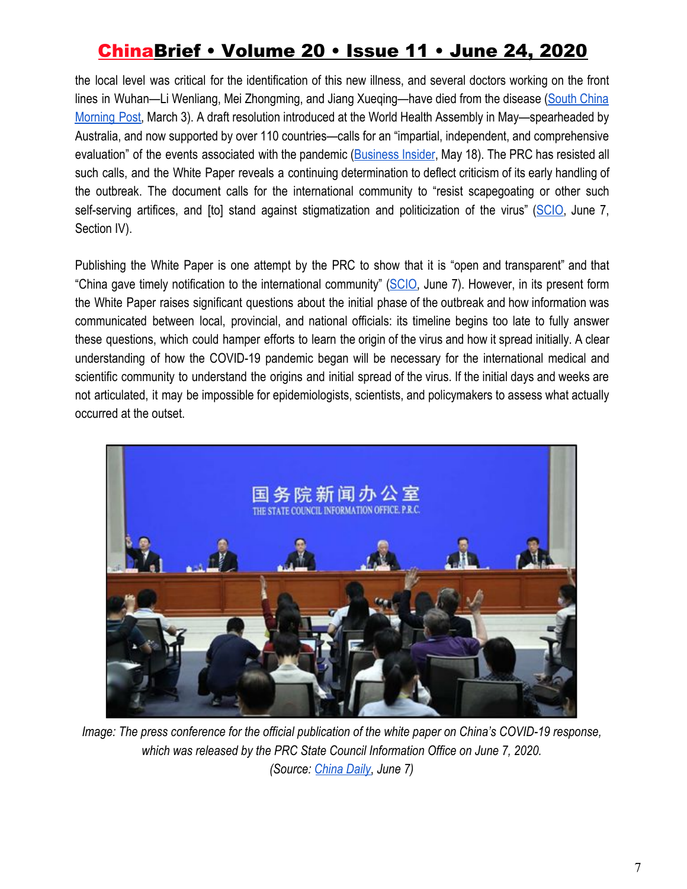the local level was critical for the identification of this new illness, and several doctors working on the front lines in Wuhan—Li Wenliang, Mei Zhongming, and Jiang Xueqing—have died from the disease (South China Morning Post, March 3). A draft resolution introduced at the World Health Assembly in May—spearheaded by Australia, and now supported by over 110 countries—calls for an "impartial, independent, and comprehensive evaluation" of the events associated with the pandemic (Business Insider, May 18). The PRC has resisted all such calls, and the White Paper reveals a continuing determination to deflect criticism of its early handling of the outbreak. The document calls for the international community to "resist scapegoating or other such self-serving artifices, and [to] stand against stigmatization and politicization of the virus" (SCIO, June 7, Section IV).

Publishing the White Paper is one attempt by the PRC to show that it is "open and transparent" and that "China gave timely notification to the international community" (SCIO, June 7). However, in its present form the White Paper raises significant questions about the initial phase of the outbreak and how information was communicated between local, provincial, and national officials: its timeline begins too late to fully answer these questions, which could hamper efforts to learn the origin of the virus and how it spread initially. A clear understanding of how the COVID-19 pandemic began will be necessary for the international medical and scientific community to understand the origins and initial spread of the virus. If the initial days and weeks are not articulated, it may be impossible for epidemiologists, scientists, and policymakers to assess what actually occurred at the outset.

*Image: The press conference for the official publication of the white paper on China's COVID-19 response, which was released by the PRC State Council Information Office on June 7, 2020. (Source: China Daily, June 7)*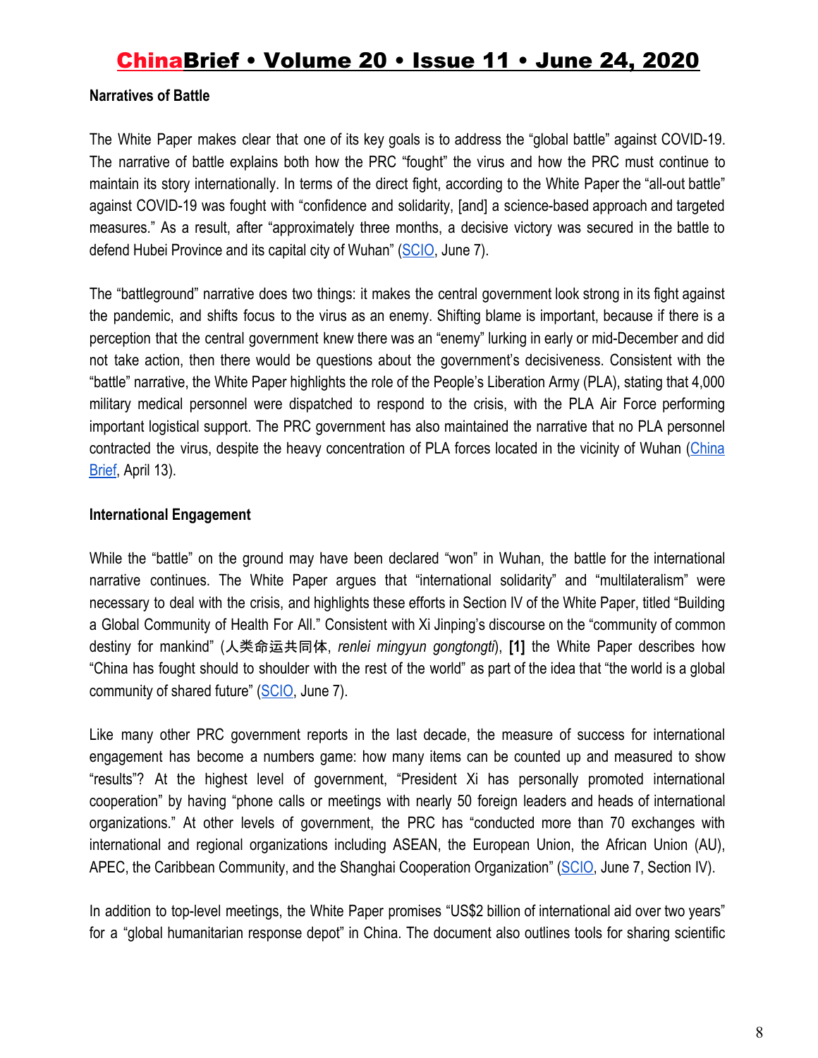**Narratives of Battle**

The White Paper makes clear that one of its key goals is to address the "global battle" against COVID-19. The narrative of battle explains both how the PRC "fought" the virus and how the PRC must continue to maintain its story internationally. In terms of the direct fight, according to the White Paper the "all-out battle" against COVID-19 was fought with "confidence and solidarity, [and] a science-based approach and targeted measures." As a result, after "approximately three months, a decisive victory was secured in the battle to defend Hubei Province and its capital city of Wuhan" (SCIO, June 7).

The "battleground" narrative does two things: it makes the central government look strong in its fight against the pandemic, and shifts focus to the virus as an enemy. Shifting blame is important, because if there is a perception that the central government knew there was an "enemy" lurking in early or mid-December and did not take action, then there would be questions about the government's decisiveness. Consistent with the "battle" narrative, the White Paper highlights the role of the People's Liberation Army (PLA), stating that 4,000 military medical personnel were dispatched to respond to the crisis, with the PLA Air Force performing important logistical support. The PRC government has also maintained the narrative that no PLA personnel contracted the virus, despite the heavy concentration of PLA forces located in the vicinity of Wuhan (China Brief, April 13).

**International Engagement**

While the "battle" on the ground may have been declared "won" in Wuhan, the battle for the international narrative continues. The White Paper argues that "international solidarity" and "multilateralism" were necessary to deal with the crisis, and highlights these efforts in Section IV of the White Paper, titled "Building a Global Community of Health For All." Consistent with Xi Jinping's discourse on the "community of common destiny for mankind" (人类命运共同体, *renlei mingyun gongtongti*), **[1]** the White Paper describes how "China has fought should to shoulder with the rest of the world" as part of the idea that "the world is a global community of shared future" (SCIO, June 7).

Like many other PRC government reports in the last decade, the measure of success for international engagement has become a numbers game: how many items can be counted up and measured to show "results"? At the highest level of government, "President Xi has personally promoted international cooperation" by having "phone calls or meetings with nearly 50 foreign leaders and heads of international organizations." At other levels of government, the PRC has "conducted more than 70 exchanges with international and regional organizations including ASEAN, the European Union, the African Union (AU), APEC, the Caribbean Community, and the Shanghai Cooperation Organization" (SCIO, June 7, Section IV).

In addition to top-level meetings, the White Paper promises "US$2 billion of international aid over two years" for a "global humanitarian response depot" in China. The document also outlines tools for sharing scientific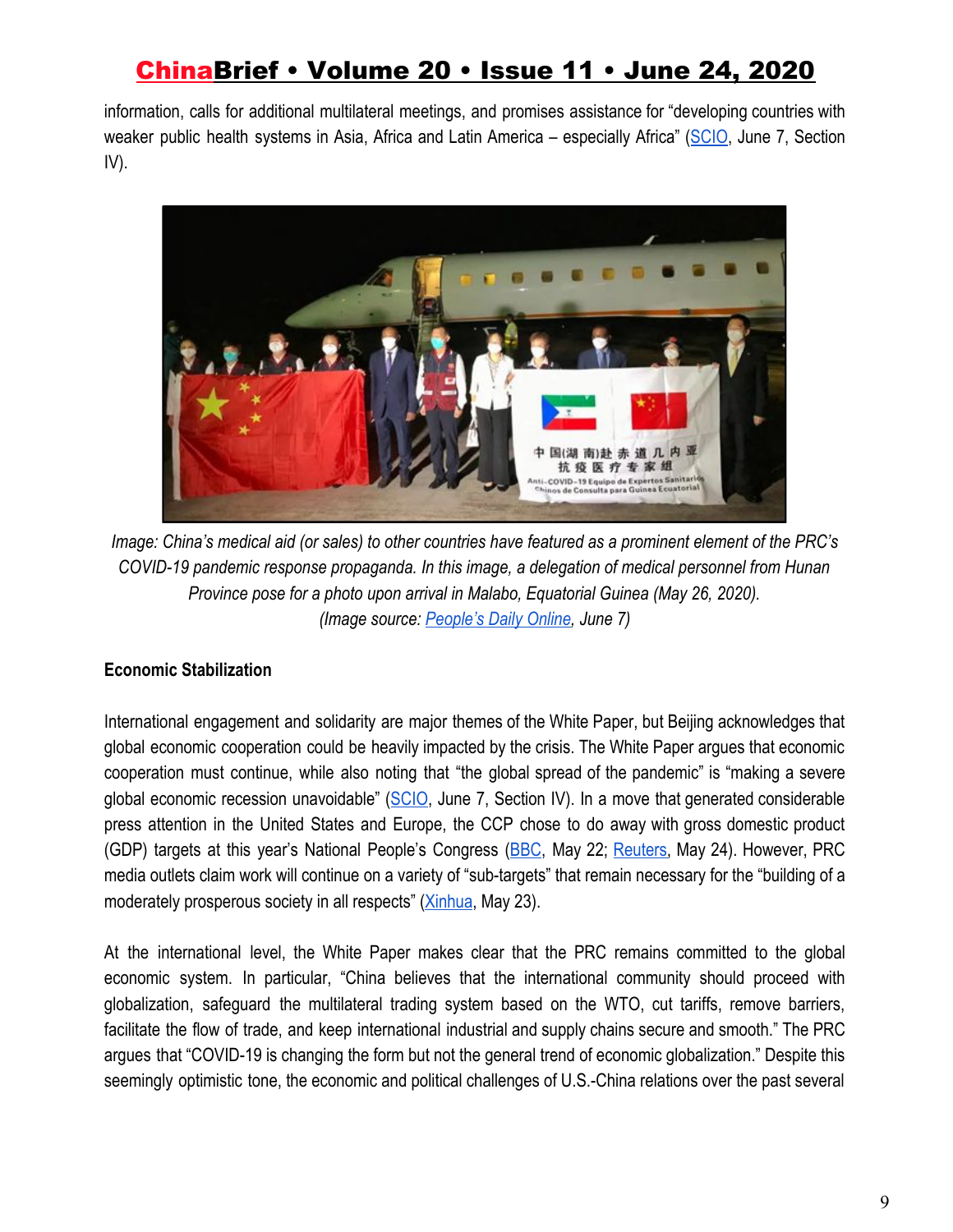information, calls for additional multilateral meetings, and promises assistance for "developing countries with weaker public health systems in Asia, Africa and Latin America – especially Africa" (SCIO, June 7, Section IV).

*Image: China's medical aid (or sales) to other countries have featured as a prominent element of the PRC's COVID-19 pandemic response propaganda. In this image, a delegation of medical personnel from Hunan Province pose for a photo upon arrival in Malabo, Equatorial Guinea (May 26, 2020). (Image source: People's Daily Online, June 7)*

**Economic Stabilization**

International engagement and solidarity are major themes of the White Paper, but Beijing acknowledges that global economic cooperation could be heavily impacted by the crisis. The White Paper argues that economic cooperation must continue, while also noting that "the global spread of the pandemic" is "making a severe global economic recession unavoidable" (SCIO, June 7, Section IV). In a move that generated considerable press attention in the United States and Europe, the CCP chose to do away with gross domestic product (GDP) targets at this year's National People's Congress (BBC, May 22; Reuters, May 24). However, PRC media outlets claim work will continue on a variety of "sub-targets" that remain necessary for the "building of a moderately prosperous society in all respects" (Xinhua, May 23).

At the international level, the White Paper makes clear that the PRC remains committed to the global economic system. In particular, "China believes that the international community should proceed with globalization, safeguard the multilateral trading system based on the WTO, cut tariffs, remove barriers, facilitate the flow of trade, and keep international industrial and supply chains secure and smooth." The PRC argues that "COVID-19 is changing the form but not the general trend of economic globalization." Despite this seemingly optimistic tone, the economic and political challenges of U.S.-China relations over the past several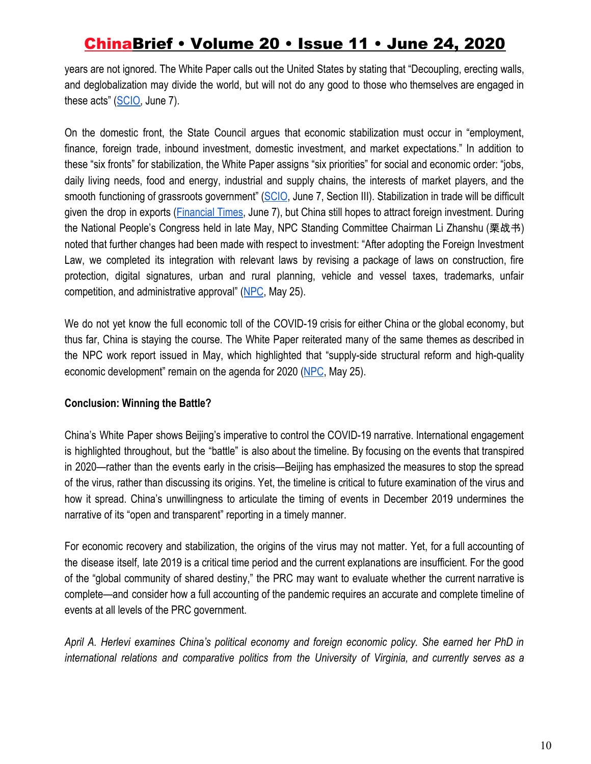years are not ignored. The White Paper calls out the United States by stating that "Decoupling, erecting walls, and deglobalization may divide the world, but will not do any good to those who themselves are engaged in these acts" (SCIO, June 7).

On the domestic front, the State Council argues that economic stabilization must occur in "employment, finance, foreign trade, inbound investment, domestic investment, and market expectations." In addition to these "six fronts" for stabilization, the White Paper assigns "six priorities" for social and economic order: "jobs, daily living needs, food and energy, industrial and supply chains, the interests of market players, and the smooth functioning of grassroots government" (SCIO, June 7, Section III). Stabilization in trade will be difficult given the drop in exports (Financial Times, June 7), but China still hopes to attract foreign investment. During the National People's Congress held in late May, NPC Standing Committee Chairman Li Zhanshu (栗战书) noted that further changes had been made with respect to investment: "After adopting the Foreign Investment Law, we completed its integration with relevant laws by revising a package of laws on construction, fire protection, digital signatures, urban and rural planning, vehicle and vessel taxes, trademarks, unfair competition, and administrative approval" (NPC, May 25).

We do not yet know the full economic toll of the COVID-19 crisis for either China or the global economy, but thus far, China is staying the course. The White Paper reiterated many of the same themes as described in the NPC work report issued in May, which highlighted that "supply-side structural reform and high-quality economic development" remain on the agenda for 2020 (NPC, May 25).

**Conclusion: Winning the Battle?**

China's White Paper shows Beijing's imperative to control the COVID-19 narrative. International engagement is highlighted throughout, but the "battle" is also about the timeline. By focusing on the events that transpired in 2020—rather than the events early in the crisis—Beijing has emphasized the measures to stop the spread of the virus, rather than discussing its origins. Yet, the timeline is critical to future examination of the virus and how it spread. China's unwillingness to articulate the timing of events in December 2019 undermines the narrative of its "open and transparent" reporting in a timely manner.

For economic recovery and stabilization, the origins of the virus may not matter. Yet, for a full accounting of the disease itself, late 2019 is a critical time period and the current explanations are insufficient. For the good of the "global community of shared destiny," the PRC may want to evaluate whether the current narrative is complete—and consider how a full accounting of the pandemic requires an accurate and complete timeline of events at all levels of the PRC government.

*April A. Herlevi examines China's political economy and foreign economic policy. She earned her PhD in international relations and comparative politics from the University of Virginia, and currently serves as a*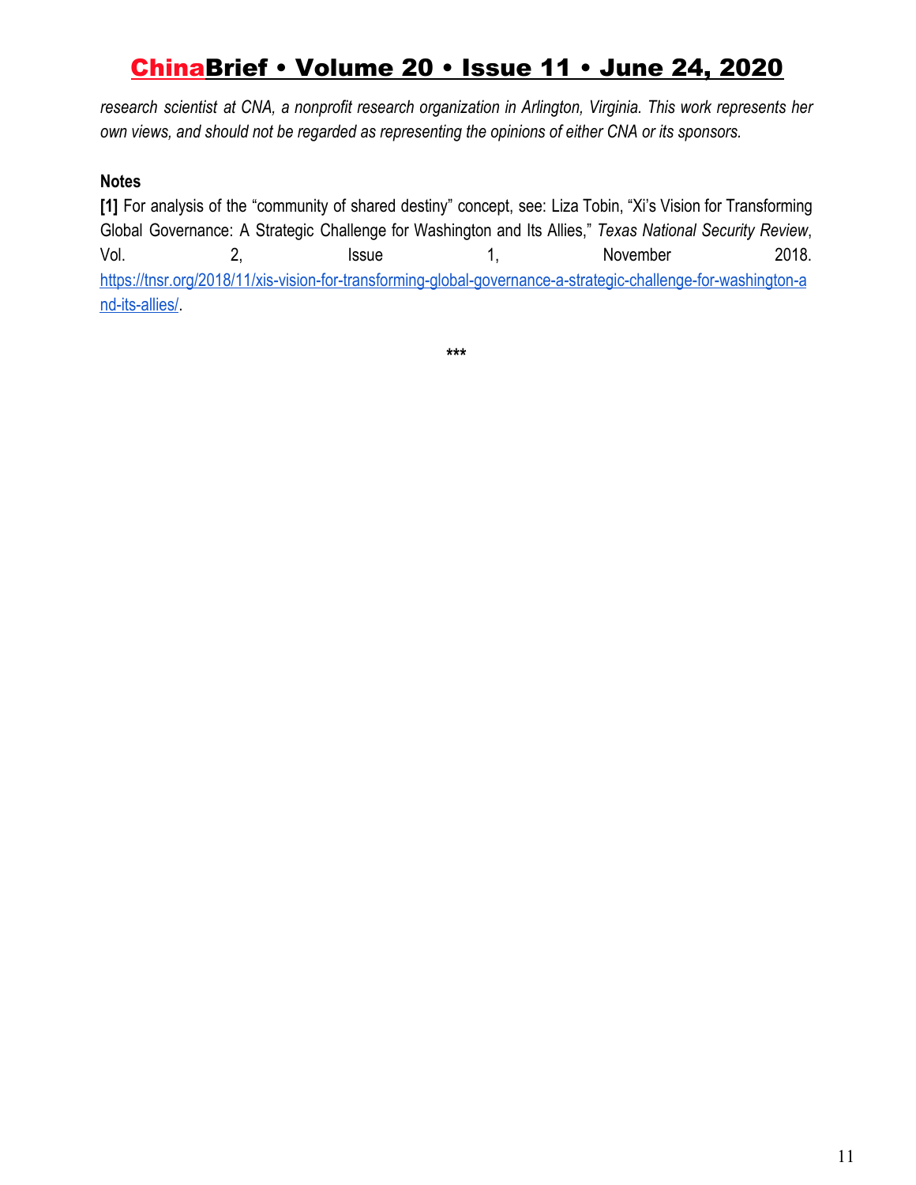*research scientist at CNA, a nonprofit research organization in Arlington, Virginia. This work represents her own views, and should not be regarded as representing the opinions of either CNA or its sponsors.*

**Notes**

**[1]** For analysis of the "community of shared destiny" concept, see: Liza Tobin, "Xi's Vision for Transforming Global Governance: A Strategic Challenge for Washington and Its Allies," *Texas National Security Review*, Vol. 2, Issue 1, November 2018. https://tnsr.org/2018/11/xis-vision-for-transforming-global-governance-a-strategic-challenge-for-washington-and-its-allies/.

***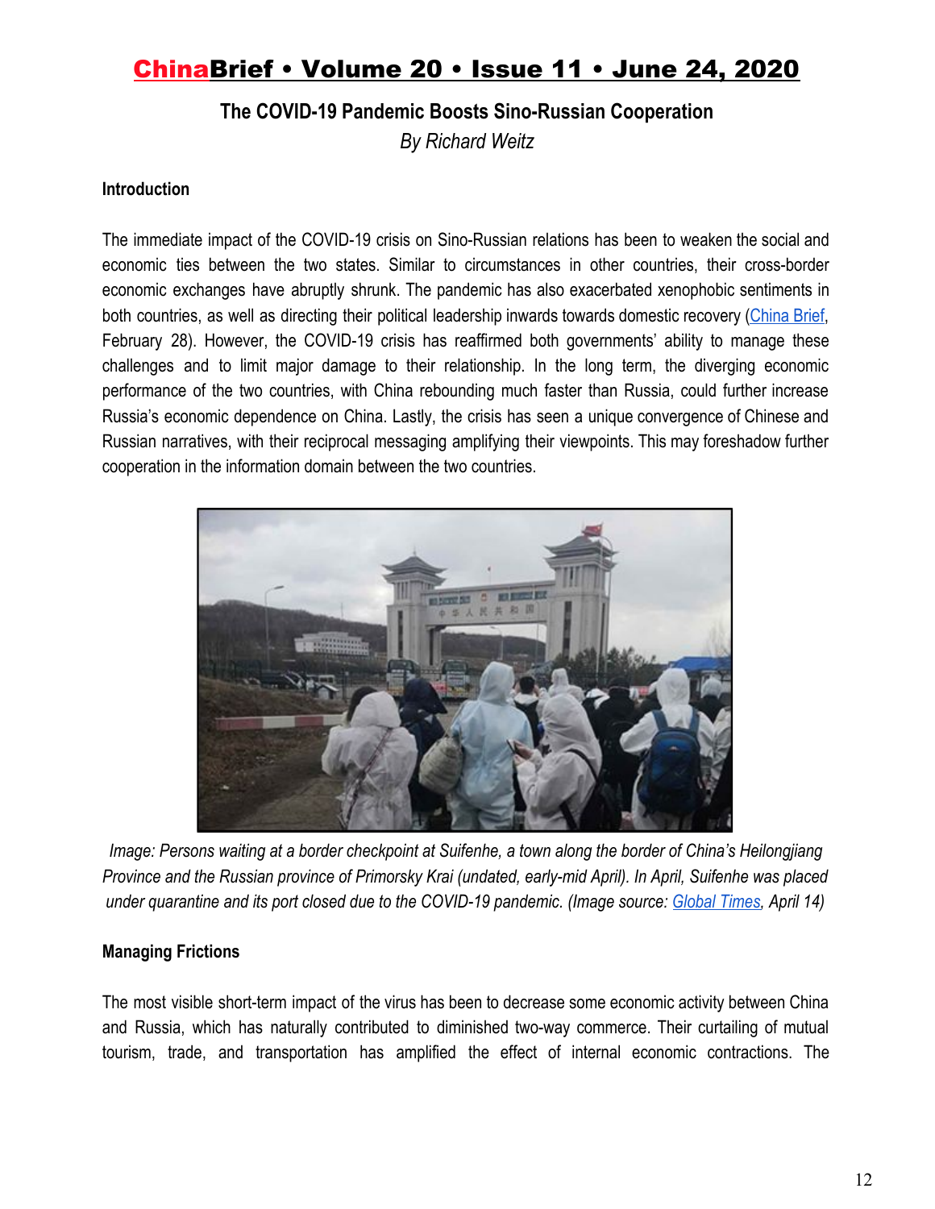## The COVID-19 Pandemic Boosts Sino-Russian Cooperation

*By Richard Weitz*

### Introduction

The immediate impact of the COVID-19 crisis on Sino-Russian relations has been to weaken the social and economic ties between the two states. Similar to circumstances in other countries, their cross-border economic exchanges have abruptly shrunk. The pandemic has also exacerbated xenophobic sentiments in both countries, as well as directing their political leadership inwards towards domestic recovery (China Brief, February 28). However, the COVID-19 crisis has reaffirmed both governments' ability to manage these challenges and to limit major damage to their relationship. In the long term, the diverging economic performance of the two countries, with China rebounding much faster than Russia, could further increase Russia's economic dependence on China. Lastly, the crisis has seen a unique convergence of Chinese and Russian narratives, with their reciprocal messaging amplifying their viewpoints. This may foreshadow further cooperation in the information domain between the two countries.

*Image: Persons waiting at a border checkpoint at Suifenhe, a town along the border of China's Heilongjiang Province and the Russian province of Primorsky Krai (undated, early-mid April). In April, Suifenhe was placed under quarantine and its port closed due to the COVID-19 pandemic. (Image source: Global Times, April 14)*

### Managing Frictions

The most visible short-term impact of the virus has been to decrease some economic activity between China and Russia, which has naturally contributed to diminished two-way commerce. Their curtailing of mutual tourism, trade, and transportation has amplified the effect of internal economic contractions. The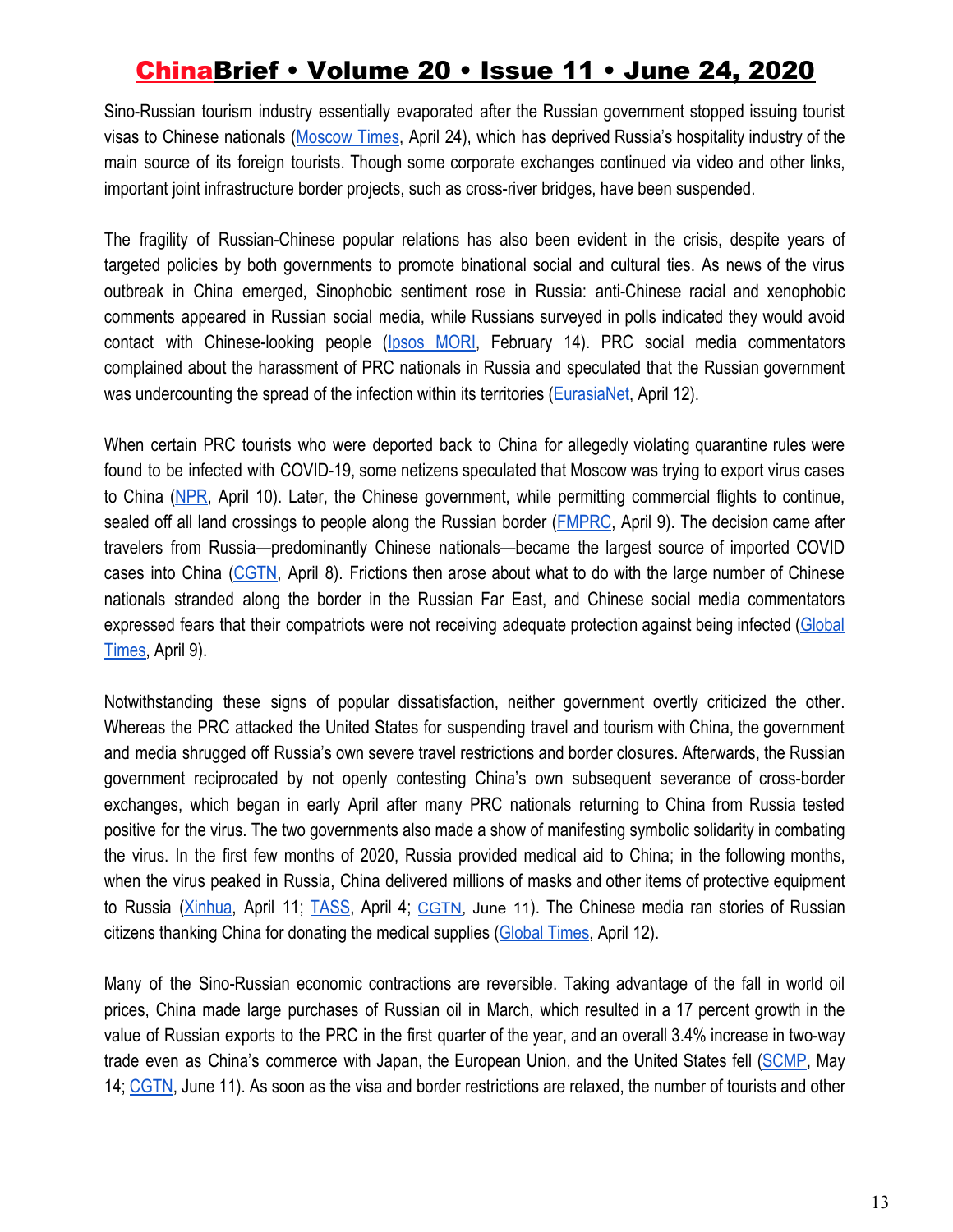Sino-Russian tourism industry essentially evaporated after the Russian government stopped issuing tourist visas to Chinese nationals (Moscow Times, April 24), which has deprived Russia's hospitality industry of the main source of its foreign tourists. Though some corporate exchanges continued via video and other links, important joint infrastructure border projects, such as cross-river bridges, have been suspended.

The fragility of Russian-Chinese popular relations has also been evident in the crisis, despite years of targeted policies by both governments to promote binational social and cultural ties. As news of the virus outbreak in China emerged, Sinophobic sentiment rose in Russia: anti-Chinese racial and xenophobic comments appeared in Russian social media, while Russians surveyed in polls indicated they would avoid contact with Chinese-looking people (Ipsos MORI, February 14). PRC social media commentators complained about the harassment of PRC nationals in Russia and speculated that the Russian government was undercounting the spread of the infection within its territories (EurasiaNet, April 12).

When certain PRC tourists who were deported back to China for allegedly violating quarantine rules were found to be infected with COVID-19, some netizens speculated that Moscow was trying to export virus cases to China (NPR, April 10). Later, the Chinese government, while permitting commercial flights to continue, sealed off all land crossings to people along the Russian border (FMPRC, April 9). The decision came after travelers from Russia—predominantly Chinese nationals—became the largest source of imported COVID cases into China (CGTN, April 8). Frictions then arose about what to do with the large number of Chinese nationals stranded along the border in the Russian Far East, and Chinese social media commentators expressed fears that their compatriots were not receiving adequate protection against being infected (Global Times, April 9).

Notwithstanding these signs of popular dissatisfaction, neither government overtly criticized the other. Whereas the PRC attacked the United States for suspending travel and tourism with China, the government and media shrugged off Russia's own severe travel restrictions and border closures. Afterwards, the Russian government reciprocated by not openly contesting China's own subsequent severance of cross-border exchanges, which began in early April after many PRC nationals returning to China from Russia tested positive for the virus. The two governments also made a show of manifesting symbolic solidarity in combating the virus. In the first few months of 2020, Russia provided medical aid to China; in the following months, when the virus peaked in Russia, China delivered millions of masks and other items of protective equipment to Russia (Xinhua, April 11; TASS, April 4; CGTN, June 11). The Chinese media ran stories of Russian citizens thanking China for donating the medical supplies (Global Times, April 12).

Many of the Sino-Russian economic contractions are reversible. Taking advantage of the fall in world oil prices, China made large purchases of Russian oil in March, which resulted in a 17 percent growth in the value of Russian exports to the PRC in the first quarter of the year, and an overall 3.4% increase in two-way trade even as China's commerce with Japan, the European Union, and the United States fell (SCMP, May 14; CGTN, June 11). As soon as the visa and border restrictions are relaxed, the number of tourists and other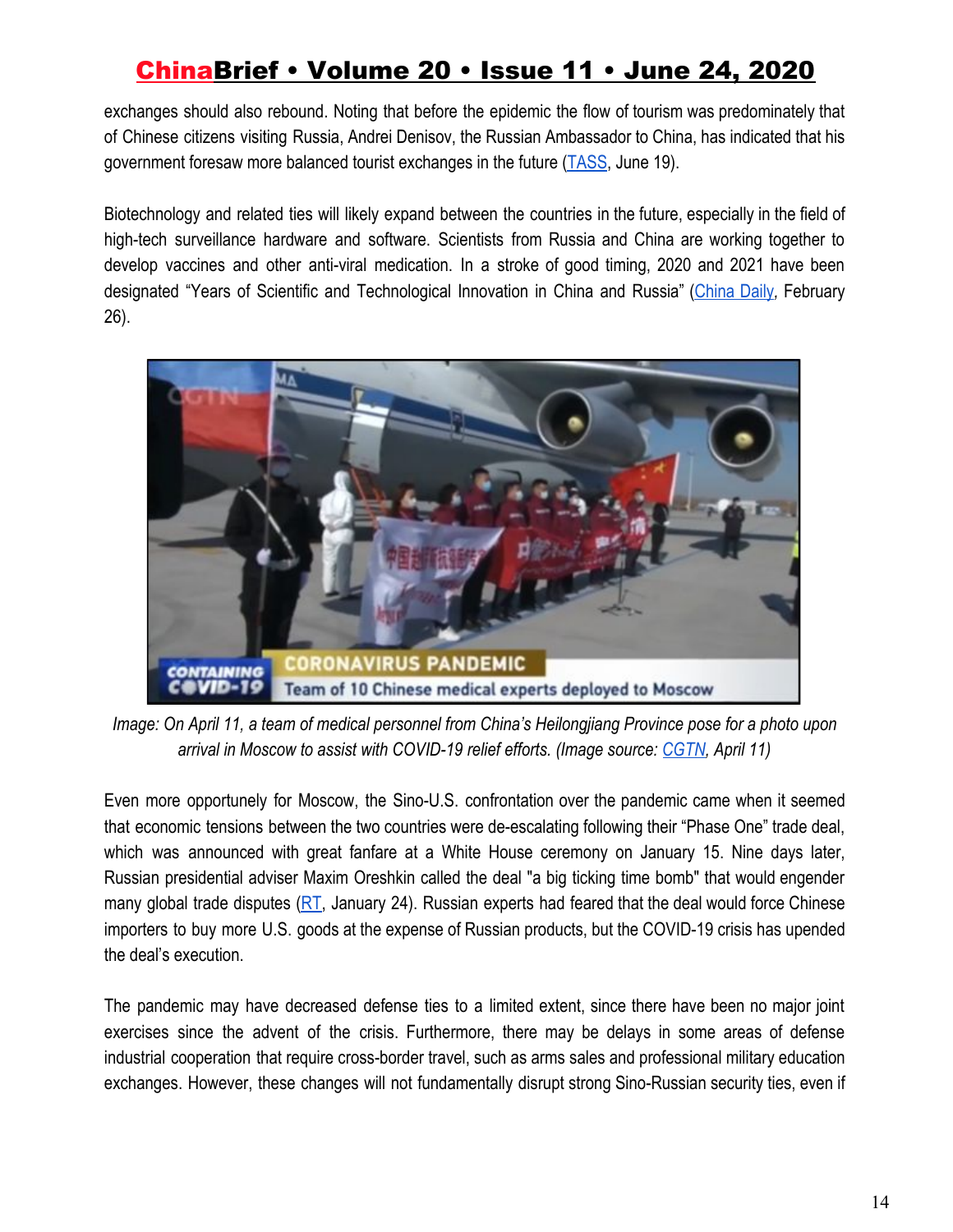exchanges should also rebound. Noting that before the epidemic the flow of tourism was predominately that of Chinese citizens visiting Russia, Andrei Denisov, the Russian Ambassador to China, has indicated that his government foresaw more balanced tourist exchanges in the future (TASS, June 19).

Biotechnology and related ties will likely expand between the countries in the future, especially in the field of high-tech surveillance hardware and software. Scientists from Russia and China are working together to develop vaccines and other anti-viral medication. In a stroke of good timing, 2020 and 2021 have been designated "Years of Scientific and Technological Innovation in China and Russia" (China Daily, February 26).

*Image: On April 11, a team of medical personnel from China's Heilongjiang Province pose for a photo upon arrival in Moscow to assist with COVID-19 relief efforts. (Image source: CGTN, April 11)*

Even more opportunely for Moscow, the Sino-U.S. confrontation over the pandemic came when it seemed that economic tensions between the two countries were de-escalating following their "Phase One" trade deal, which was announced with great fanfare at a White House ceremony on January 15. Nine days later, Russian presidential adviser Maxim Oreshkin called the deal "a big ticking time bomb" that would engender many global trade disputes (RT, January 24). Russian experts had feared that the deal would force Chinese importers to buy more U.S. goods at the expense of Russian products, but the COVID-19 crisis has upended the deal's execution.

The pandemic may have decreased defense ties to a limited extent, since there have been no major joint exercises since the advent of the crisis. Furthermore, there may be delays in some areas of defense industrial cooperation that require cross-border travel, such as arms sales and professional military education exchanges. However, these changes will not fundamentally disrupt strong Sino-Russian security ties, even if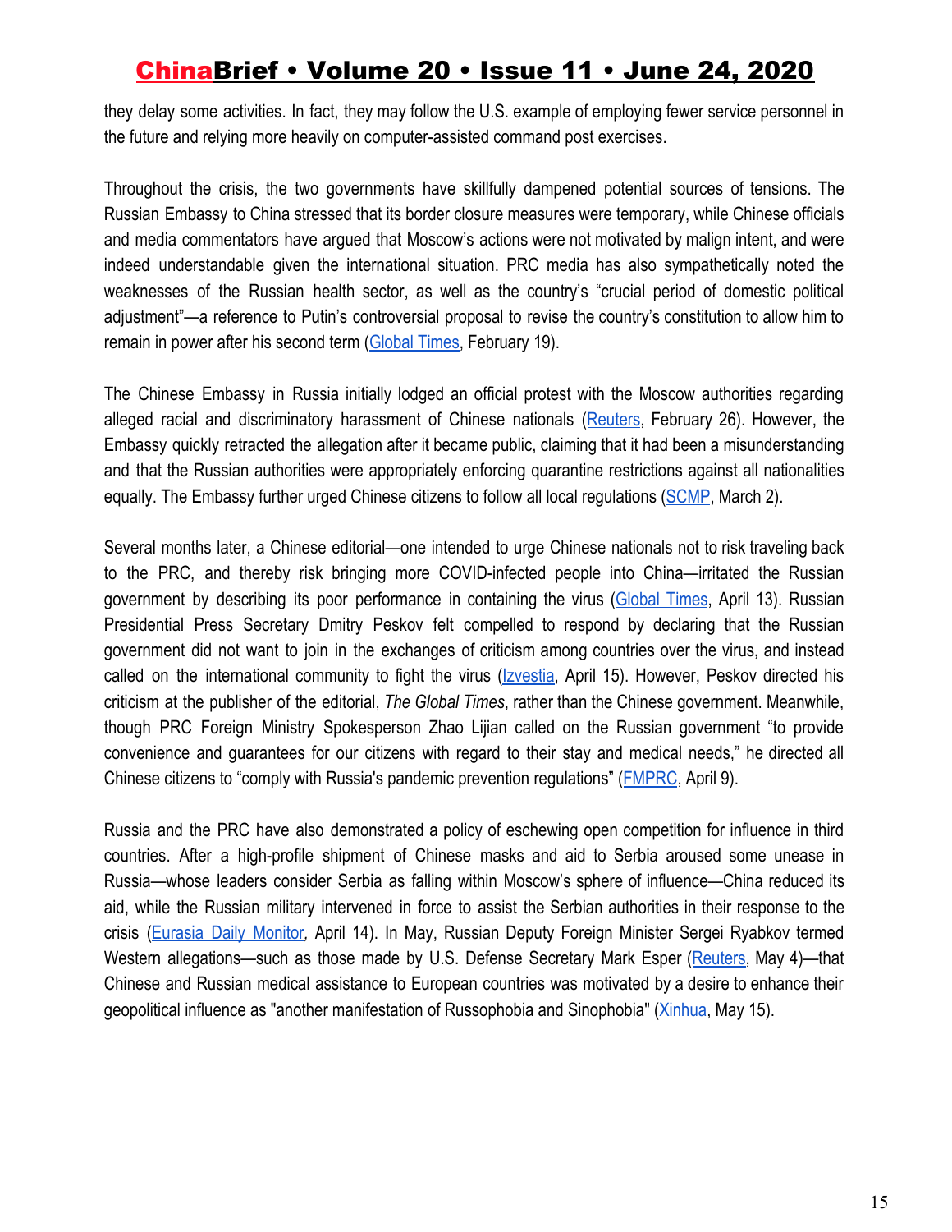they delay some activities. In fact, they may follow the U.S. example of employing fewer service personnel in the future and relying more heavily on computer-assisted command post exercises.

Throughout the crisis, the two governments have skillfully dampened potential sources of tensions. The Russian Embassy to China stressed that its border closure measures were temporary, while Chinese officials and media commentators have argued that Moscow's actions were not motivated by malign intent, and were indeed understandable given the international situation. PRC media has also sympathetically noted the weaknesses of the Russian health sector, as well as the country's "crucial period of domestic political adjustment"—a reference to Putin's controversial proposal to revise the country's constitution to allow him to remain in power after his second term (Global Times, February 19).

The Chinese Embassy in Russia initially lodged an official protest with the Moscow authorities regarding alleged racial and discriminatory harassment of Chinese nationals (Reuters, February 26). However, the Embassy quickly retracted the allegation after it became public, claiming that it had been a misunderstanding and that the Russian authorities were appropriately enforcing quarantine restrictions against all nationalities equally. The Embassy further urged Chinese citizens to follow all local regulations (SCMP, March 2).

Several months later, a Chinese editorial—one intended to urge Chinese nationals not to risk traveling back to the PRC, and thereby risk bringing more COVID-infected people into China—irritated the Russian government by describing its poor performance in containing the virus (Global Times, April 13). Russian Presidential Press Secretary Dmitry Peskov felt compelled to respond by declaring that the Russian government did not want to join in the exchanges of criticism among countries over the virus, and instead called on the international community to fight the virus (Izvestia, April 15). However, Peskov directed his criticism at the publisher of the editorial, *The Global Times*, rather than the Chinese government. Meanwhile, though PRC Foreign Ministry Spokesperson Zhao Lijian called on the Russian government "to provide convenience and guarantees for our citizens with regard to their stay and medical needs," he directed all Chinese citizens to "comply with Russia's pandemic prevention regulations" (FMPRC, April 9).

Russia and the PRC have also demonstrated a policy of eschewing open competition for influence in third countries. After a high-profile shipment of Chinese masks and aid to Serbia aroused some unease in Russia—whose leaders consider Serbia as falling within Moscow's sphere of influence—China reduced its aid, while the Russian military intervened in force to assist the Serbian authorities in their response to the crisis (Eurasia Daily Monitor*,* April 14). In May, Russian Deputy Foreign Minister Sergei Ryabkov termed Western allegations—such as those made by U.S. Defense Secretary Mark Esper (Reuters, May 4)—that Chinese and Russian medical assistance to European countries was motivated by a desire to enhance their geopolitical influence as "another manifestation of Russophobia and Sinophobia" (Xinhua, May 15).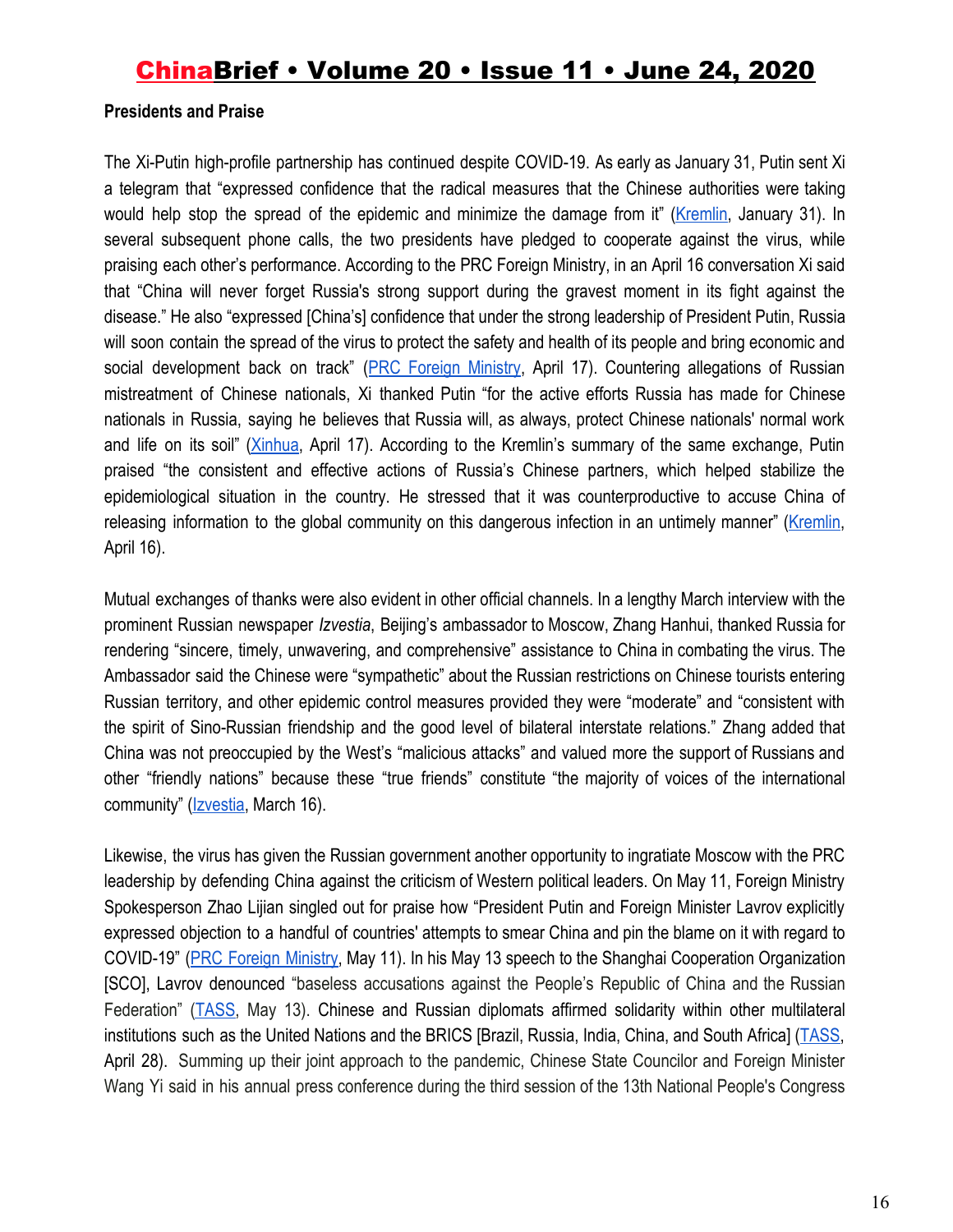**Presidents and Praise**

The Xi-Putin high-profile partnership has continued despite COVID-19. As early as January 31, Putin sent Xi a telegram that "expressed confidence that the radical measures that the Chinese authorities were taking would help stop the spread of the epidemic and minimize the damage from it" (Kremlin, January 31). In several subsequent phone calls, the two presidents have pledged to cooperate against the virus, while praising each other's performance. According to the PRC Foreign Ministry, in an April 16 conversation Xi said that "China will never forget Russia's strong support during the gravest moment in its fight against the disease." He also "expressed [China's] confidence that under the strong leadership of President Putin, Russia will soon contain the spread of the virus to protect the safety and health of its people and bring economic and social development back on track" (PRC Foreign Ministry, April 17). Countering allegations of Russian mistreatment of Chinese nationals, Xi thanked Putin "for the active efforts Russia has made for Chinese nationals in Russia, saying he believes that Russia will, as always, protect Chinese nationals' normal work and life on its soil" (Xinhua, April 17). According to the Kremlin's summary of the same exchange, Putin praised "the consistent and effective actions of Russia's Chinese partners, which helped stabilize the epidemiological situation in the country. He stressed that it was counterproductive to accuse China of releasing information to the global community on this dangerous infection in an untimely manner" (Kremlin, April 16).

Mutual exchanges of thanks were also evident in other official channels. In a lengthy March interview with the prominent Russian newspaper *Izvestia*, Beijing's ambassador to Moscow, Zhang Hanhui, thanked Russia for rendering "sincere, timely, unwavering, and comprehensive" assistance to China in combating the virus. The Ambassador said the Chinese were "sympathetic" about the Russian restrictions on Chinese tourists entering Russian territory, and other epidemic control measures provided they were "moderate" and "consistent with the spirit of Sino-Russian friendship and the good level of bilateral interstate relations." Zhang added that China was not preoccupied by the West's "malicious attacks" and valued more the support of Russians and other "friendly nations" because these "true friends" constitute "the majority of voices of the international community" (Izvestia, March 16).

Likewise, the virus has given the Russian government another opportunity to ingratiate Moscow with the PRC leadership by defending China against the criticism of Western political leaders. On May 11, Foreign Ministry Spokesperson Zhao Lijian singled out for praise how "President Putin and Foreign Minister Lavrov explicitly expressed objection to a handful of countries' attempts to smear China and pin the blame on it with regard to COVID-19" (PRC Foreign Ministry, May 11). In his May 13 speech to the Shanghai Cooperation Organization [SCO], Lavrov denounced "baseless accusations against the People's Republic of China and the Russian Federation" (TASS, May 13). Chinese and Russian diplomats affirmed solidarity within other multilateral institutions such as the United Nations and the BRICS [Brazil, Russia, India, China, and South Africa] (TASS, April 28). Summing up their joint approach to the pandemic, Chinese State Councilor and Foreign Minister Wang Yi said in his annual press conference during the third session of the 13th National People's Congress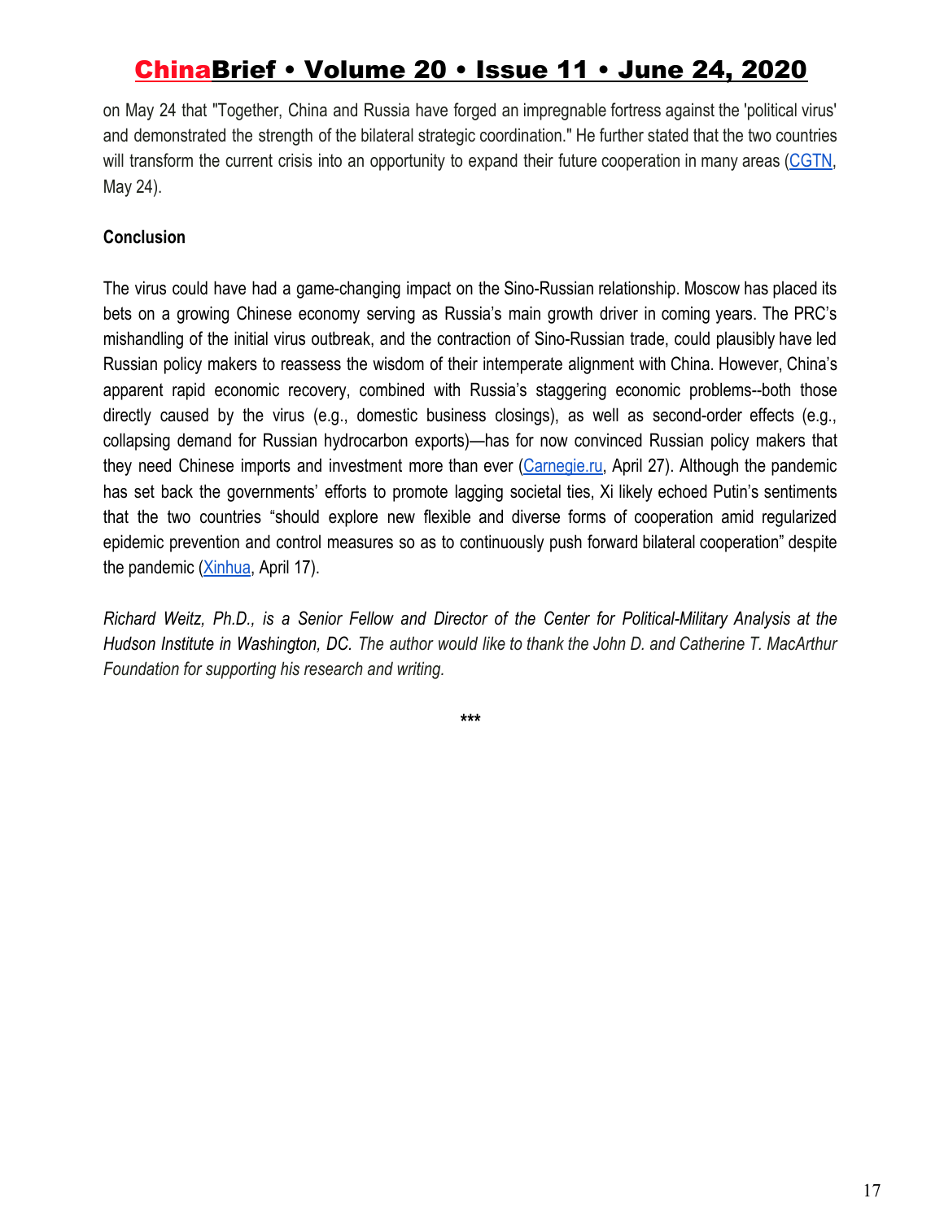on May 24 that "Together, China and Russia have forged an impregnable fortress against the 'political virus' and demonstrated the strength of the bilateral strategic coordination." He further stated that the two countries will transform the current crisis into an opportunity to expand their future cooperation in many areas (CGTN, May 24).

**Conclusion**

The virus could have had a game-changing impact on the Sino-Russian relationship. Moscow has placed its bets on a growing Chinese economy serving as Russia's main growth driver in coming years. The PRC's mishandling of the initial virus outbreak, and the contraction of Sino-Russian trade, could plausibly have led Russian policy makers to reassess the wisdom of their intemperate alignment with China. However, China's apparent rapid economic recovery, combined with Russia's staggering economic problems--both those directly caused by the virus (e.g., domestic business closings), as well as second-order effects (e.g., collapsing demand for Russian hydrocarbon exports)—has for now convinced Russian policy makers that they need Chinese imports and investment more than ever (Carnegie.ru, April 27). Although the pandemic has set back the governments' efforts to promote lagging societal ties, Xi likely echoed Putin's sentiments that the two countries "should explore new flexible and diverse forms of cooperation amid regularized epidemic prevention and control measures so as to continuously push forward bilateral cooperation" despite the pandemic (Xinhua, April 17).

*Richard Weitz, Ph.D., is a Senior Fellow and Director of the Center for Political-Military Analysis at the Hudson Institute in Washington, DC. The author would like to thank the John D. and Catherine T. MacArthur Foundation for supporting his research and writing.*

***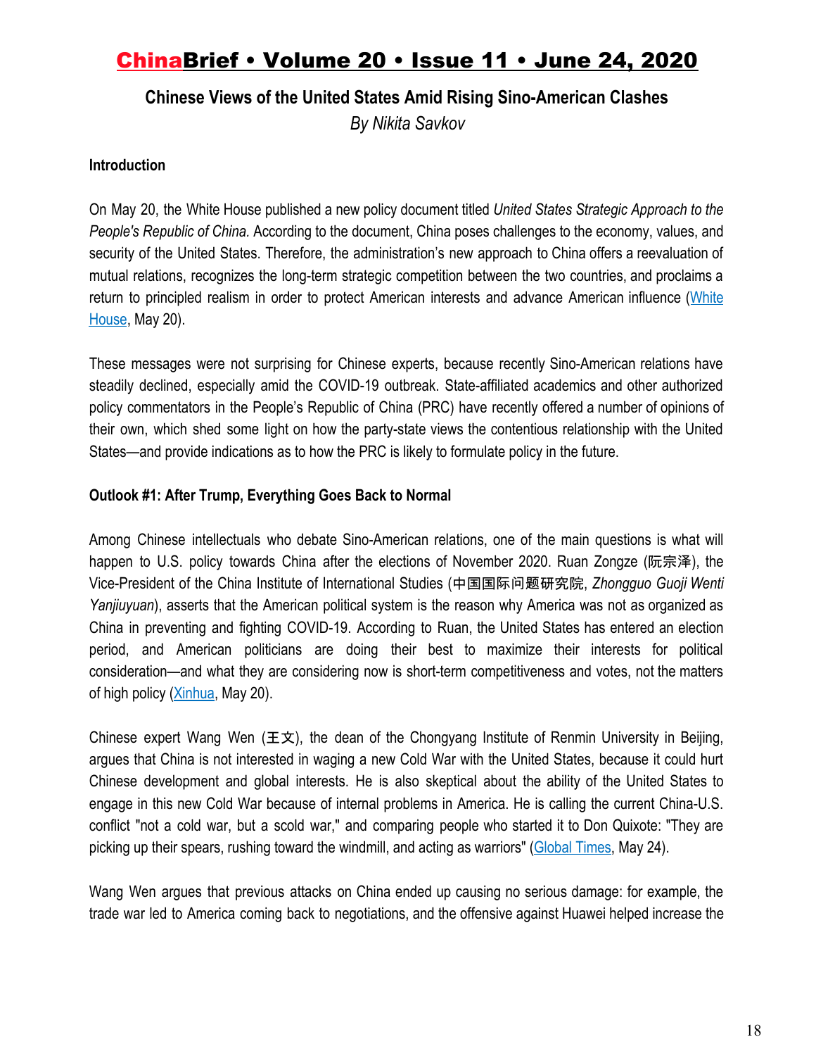## Chinese Views of the United States Amid Rising Sino-American Clashes

*By Nikita Savkov*

### Introduction

On May 20, the White House published a new policy document titled *United States Strategic Approach to the People's Republic of China.* According to the document, China poses challenges to the economy, values, and security of the United States. Therefore, the administration's new approach to China offers a reevaluation of mutual relations, recognizes the long-term strategic competition between the two countries, and proclaims a return to principled realism in order to protect American interests and advance American influence (White House, May 20).

These messages were not surprising for Chinese experts, because recently Sino-American relations have steadily declined, especially amid the COVID-19 outbreak. State-affiliated academics and other authorized policy commentators in the People's Republic of China (PRC) have recently offered a number of opinions of their own, which shed some light on how the party-state views the contentious relationship with the United States—and provide indications as to how the PRC is likely to formulate policy in the future.

### Outlook #1: After Trump, Everything Goes Back to Normal

Among Chinese intellectuals who debate Sino-American relations, one of the main questions is what will happen to U.S. policy towards China after the elections of November 2020. Ruan Zongze (阮宗泽), the Vice-President of the China Institute of International Studies (中国国际问题研究院, *Zhongguo Guoji Wenti Yanjiuyuan*), asserts that the American political system is the reason why America was not as organized as China in preventing and fighting COVID-19. According to Ruan, the United States has entered an election period, and American politicians are doing their best to maximize their interests for political consideration—and what they are considering now is short-term competitiveness and votes, not the matters of high policy (Xinhua, May 20).

Chinese expert Wang Wen (王文), the dean of the Chongyang Institute of Renmin University in Beijing, argues that China is not interested in waging a new Cold War with the United States, because it could hurt Chinese development and global interests. He is also skeptical about the ability of the United States to engage in this new Cold War because of internal problems in America. He is calling the current China-U.S. conflict "not a cold war, but a scold war," and comparing people who started it to Don Quixote: "They are picking up their spears, rushing toward the windmill, and acting as warriors" (Global Times, May 24).

Wang Wen argues that previous attacks on China ended up causing no serious damage: for example, the trade war led to America coming back to negotiations, and the offensive against Huawei helped increase the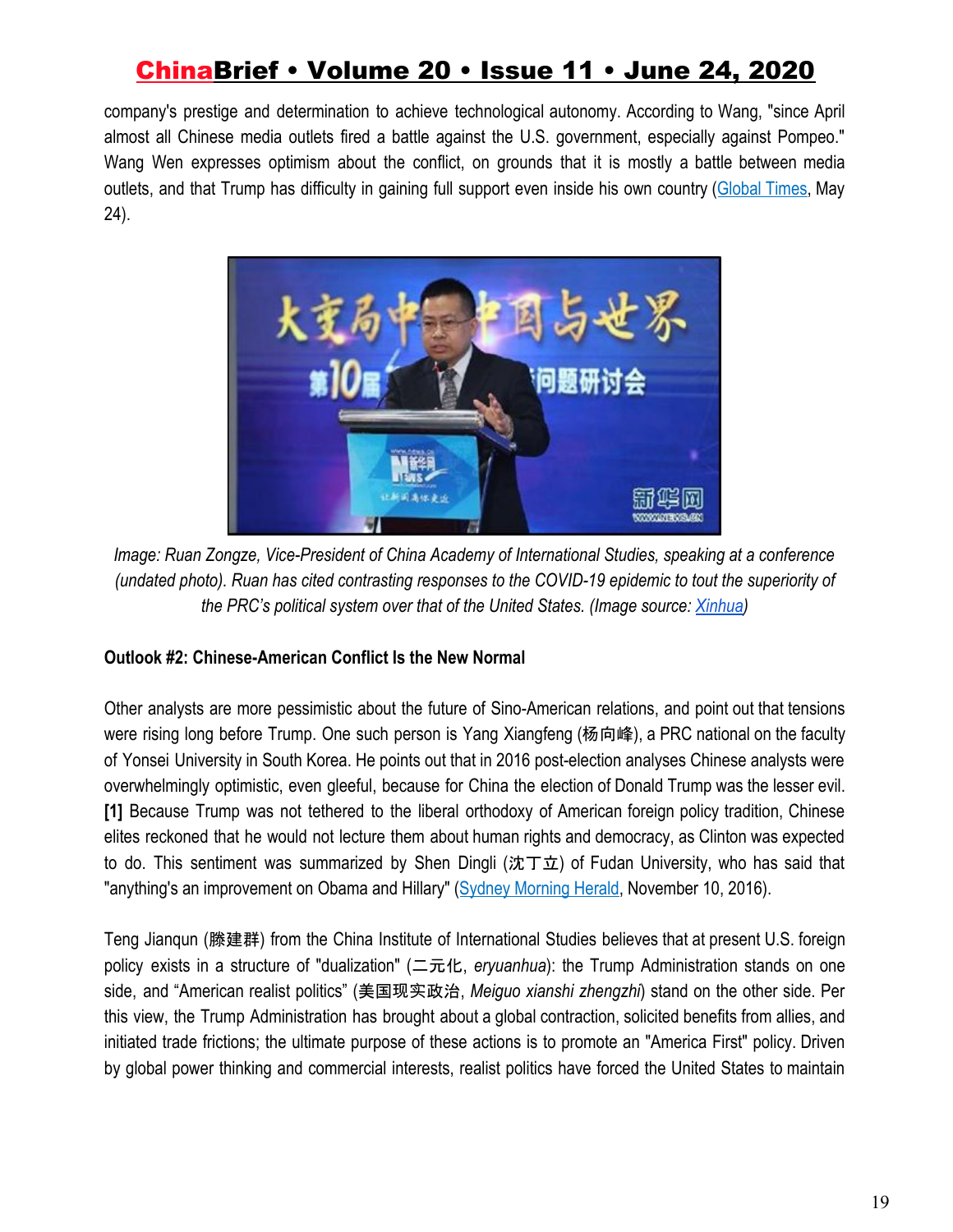company's prestige and determination to achieve technological autonomy. According to Wang, "since April almost all Chinese media outlets fired a battle against the U.S. government, especially against Pompeo." Wang Wen expresses optimism about the conflict, on grounds that it is mostly a battle between media outlets, and that Trump has difficulty in gaining full support even inside his own country (Global Times, May 24).

*Image: Ruan Zongze, Vice-President of China Academy of International Studies, speaking at a conference (undated photo). Ruan has cited contrasting responses to the COVID-19 epidemic to tout the superiority of the PRC's political system over that of the United States. (Image source: Xinhua)*

**Outlook #2: Chinese-American Conflict Is the New Normal**

Other analysts are more pessimistic about the future of Sino-American relations, and point out that tensions were rising long before Trump. One such person is Yang Xiangfeng (杨向峰), a PRC national on the faculty of Yonsei University in South Korea. He points out that in 2016 post-election analyses Chinese analysts were overwhelmingly optimistic, even gleeful, because for China the election of Donald Trump was the lesser evil. **[1]** Because Trump was not tethered to the liberal orthodoxy of American foreign policy tradition, Chinese elites reckoned that he would not lecture them about human rights and democracy, as Clinton was expected to do. This sentiment was summarized by Shen Dingli (沈丁立) of Fudan University, who has said that "anything's an improvement on Obama and Hillary" (Sydney Morning Herald, November 10, 2016).

Teng Jianqun (滕建群) from the China Institute of International Studies believes that at present U.S. foreign policy exists in a structure of "dualization" (二元化, *eryuanhua*): the Trump Administration stands on one side, and "American realist politics" (美国现实政治, *Meiguo xianshi zhengzhi*) stand on the other side. Per this view, the Trump Administration has brought about a global contraction, solicited benefits from allies, and initiated trade frictions; the ultimate purpose of these actions is to promote an "America First" policy. Driven by global power thinking and commercial interests, realist politics have forced the United States to maintain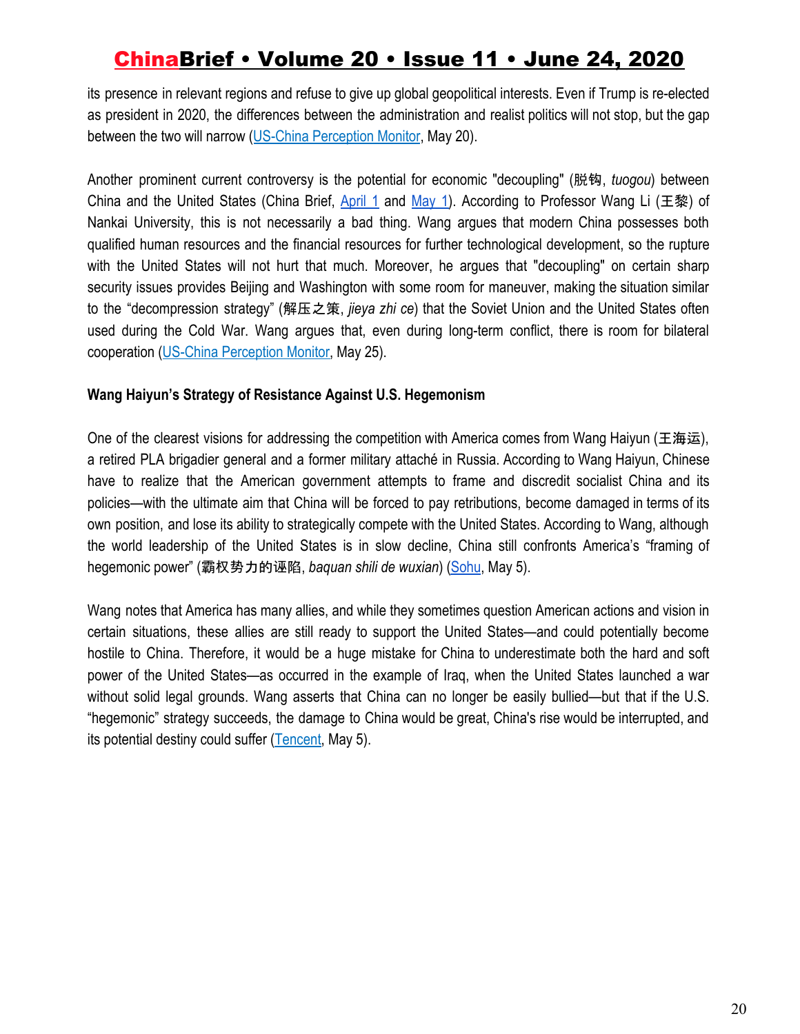its presence in relevant regions and refuse to give up global geopolitical interests. Even if Trump is re-elected as president in 2020, the differences between the administration and realist politics will not stop, but the gap between the two will narrow (US-China Perception Monitor, May 20).

Another prominent current controversy is the potential for economic "decoupling" (脱钩, *tuogou*) between China and the United States (China Brief, April 1 and May 1). According to Professor Wang Li (王黎) of Nankai University, this is not necessarily a bad thing. Wang argues that modern China possesses both qualified human resources and the financial resources for further technological development, so the rupture with the United States will not hurt that much. Moreover, he argues that "decoupling" on certain sharp security issues provides Beijing and Washington with some room for maneuver, making the situation similar to the "decompression strategy" (解压之策, *jieya zhi ce*) that the Soviet Union and the United States often used during the Cold War. Wang argues that, even during long-term conflict, there is room for bilateral cooperation (US-China Perception Monitor, May 25).

**Wang Haiyun's Strategy of Resistance Against U.S. Hegemonism**

One of the clearest visions for addressing the competition with America comes from Wang Haiyun (王海运), a retired PLA brigadier general and a former military attaché in Russia. According to Wang Haiyun, Chinese have to realize that the American government attempts to frame and discredit socialist China and its policies—with the ultimate aim that China will be forced to pay retributions, become damaged in terms of its own position, and lose its ability to strategically compete with the United States. According to Wang, although the world leadership of the United States is in slow decline, China still confronts America's "framing of hegemonic power" (霸权势力的诬陷, *baquan shili de wuxian*) (Sohu, May 5).

Wang notes that America has many allies, and while they sometimes question American actions and vision in certain situations, these allies are still ready to support the United States—and could potentially become hostile to China. Therefore, it would be a huge mistake for China to underestimate both the hard and soft power of the United States—as occurred in the example of Iraq, when the United States launched a war without solid legal grounds. Wang asserts that China can no longer be easily bullied—but that if the U.S. "hegemonic" strategy succeeds, the damage to China would be great, China's rise would be interrupted, and its potential destiny could suffer (Tencent, May 5).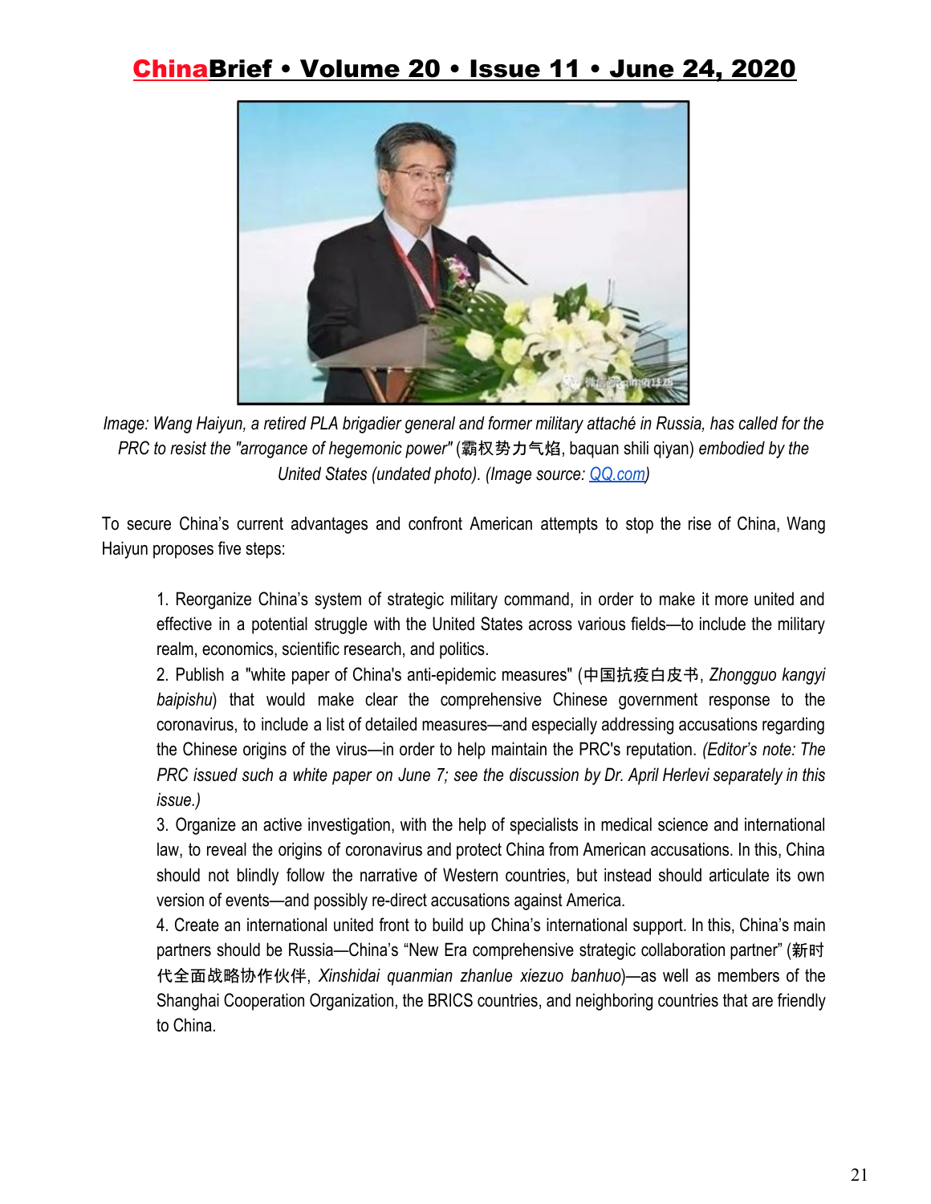*Image: Wang Haiyun, a retired PLA brigadier general and former military attaché in Russia, has called for the PRC to resist the "arrogance of hegemonic power"* (霸权势力气焰, baquan shili qiyan) *embodied by the United States (undated photo). (Image source: QQ.com)*

To secure China's current advantages and confront American attempts to stop the rise of China, Wang Haiyun proposes five steps:

1. Reorganize China's system of strategic military command, in order to make it more united and effective in a potential struggle with the United States across various fields—to include the military realm, economics, scientific research, and politics.
2. Publish a "white paper of China's anti-epidemic measures" (中国抗疫白皮书, *Zhongguo kangyi baipishu*) that would make clear the comprehensive Chinese government response to the coronavirus, to include a list of detailed measures—and especially addressing accusations regarding the Chinese origins of the virus—in order to help maintain the PRC's reputation. *(Editor's note: The PRC issued such a white paper on June 7; see the discussion by Dr. April Herlevi separately in this issue.)*
3. Organize an active investigation, with the help of specialists in medical science and international law, to reveal the origins of coronavirus and protect China from American accusations. In this, China should not blindly follow the narrative of Western countries, but instead should articulate its own version of events—and possibly re-direct accusations against America.
4. Create an international united front to build up China's international support. In this, China's main partners should be Russia—China's "New Era comprehensive strategic collaboration partner" (新时代全面战略协作伙伴, *Xinshidai quanmian zhanlue xiezuo banhuo*)—as well as members of the Shanghai Cooperation Organization, the BRICS countries, and neighboring countries that are friendly to China.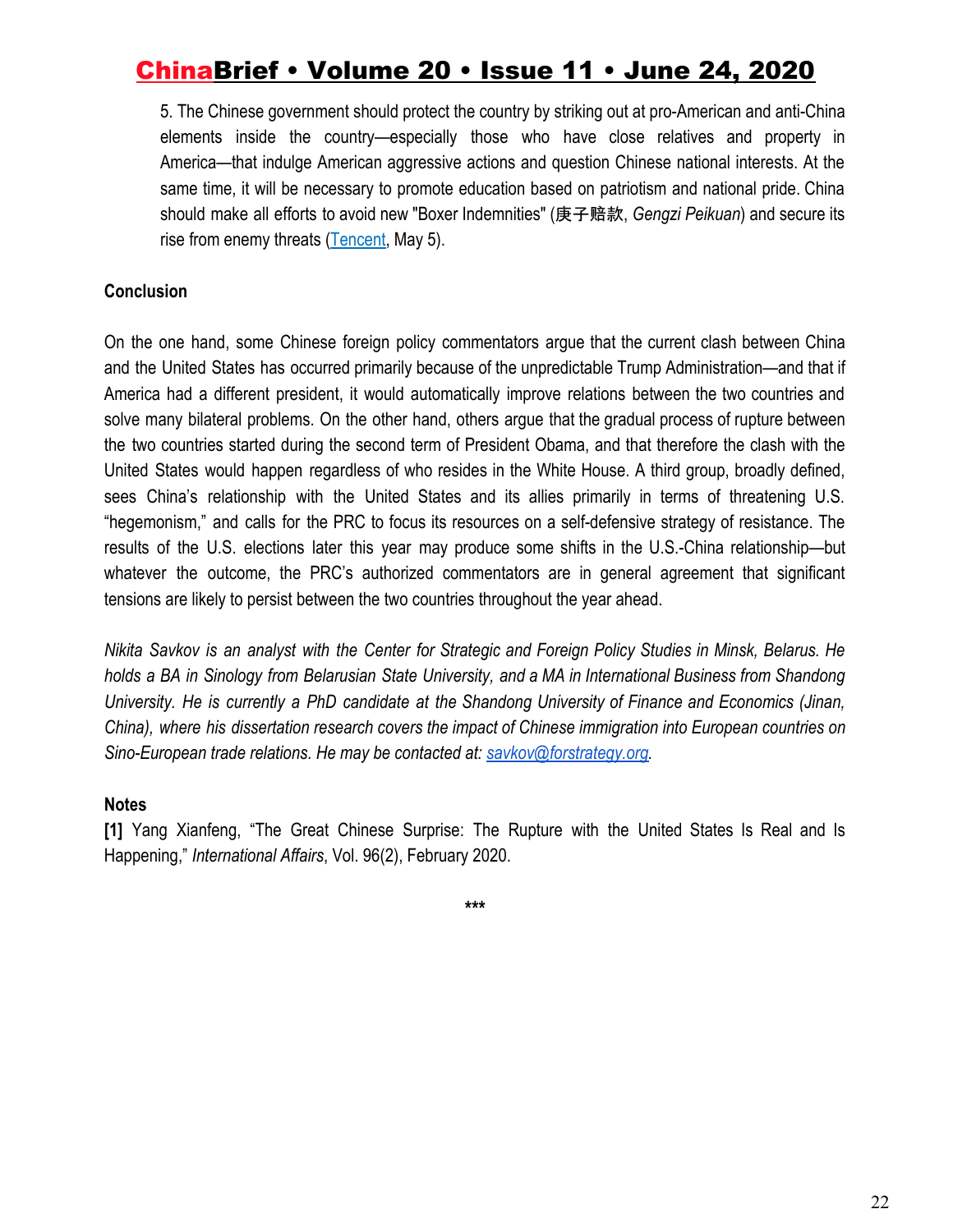5. The Chinese government should protect the country by striking out at pro-American and anti-China elements inside the country—especially those who have close relatives and property in America—that indulge American aggressive actions and question Chinese national interests. At the same time, it will be necessary to promote education based on patriotism and national pride. China should make all efforts to avoid new "Boxer Indemnities" (庚子赔款, *Gengzi Peikuan*) and secure its rise from enemy threats (Tencent, May 5).

**Conclusion**

On the one hand, some Chinese foreign policy commentators argue that the current clash between China and the United States has occurred primarily because of the unpredictable Trump Administration—and that if America had a different president, it would automatically improve relations between the two countries and solve many bilateral problems. On the other hand, others argue that the gradual process of rupture between the two countries started during the second term of President Obama, and that therefore the clash with the United States would happen regardless of who resides in the White House. A third group, broadly defined, sees China's relationship with the United States and its allies primarily in terms of threatening U.S. "hegemonism," and calls for the PRC to focus its resources on a self-defensive strategy of resistance. The results of the U.S. elections later this year may produce some shifts in the U.S.-China relationship—but whatever the outcome, the PRC's authorized commentators are in general agreement that significant tensions are likely to persist between the two countries throughout the year ahead.

*Nikita Savkov is an analyst with the Center for Strategic and Foreign Policy Studies in Minsk, Belarus. He holds a BA in Sinology from Belarusian State University, and a MA in International Business from Shandong University. He is currently a PhD candidate at the Shandong University of Finance and Economics (Jinan, China), where his dissertation research covers the impact of Chinese immigration into European countries on Sino-European trade relations. He may be contacted at: savkov@forstrategy.org.*

**Notes**

**[1]** Yang Xianfeng, "The Great Chinese Surprise: The Rupture with the United States Is Real and Is Happening," *International Affairs*, Vol. 96(2), February 2020.

***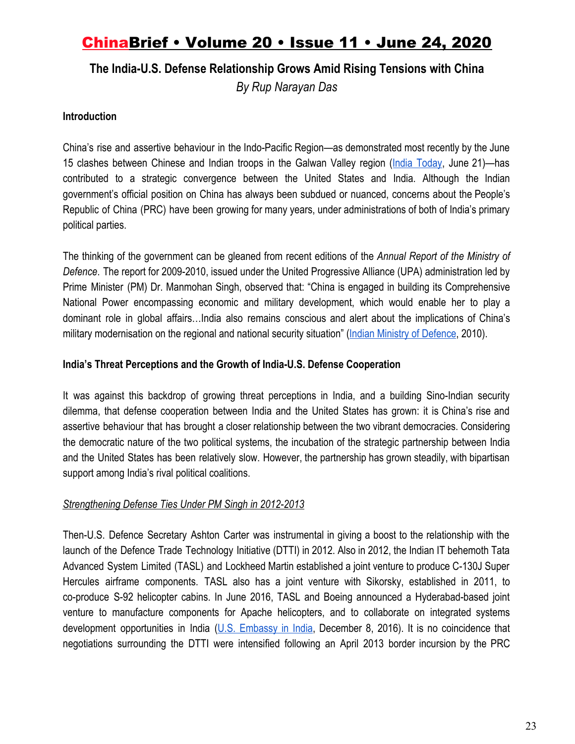# ChinaBrief • Volume 20 • Issue 11 • June 24, 2020

## The India-U.S. Defense Relationship Grows Amid Rising Tensions with China

*By Rup Narayan Das*

### Introduction

China's rise and assertive behaviour in the Indo-Pacific Region—as demonstrated most recently by the June 15 clashes between Chinese and Indian troops in the Galwan Valley region (India Today, June 21)—has contributed to a strategic convergence between the United States and India. Although the Indian government's official position on China has always been subdued or nuanced, concerns about the People's Republic of China (PRC) have been growing for many years, under administrations of both of India's primary political parties.

The thinking of the government can be gleaned from recent editions of the *Annual Report of the Ministry of Defence*. The report for 2009-2010, issued under the United Progressive Alliance (UPA) administration led by Prime Minister (PM) Dr. Manmohan Singh, observed that: "China is engaged in building its Comprehensive National Power encompassing economic and military development, which would enable her to play a dominant role in global affairs…India also remains conscious and alert about the implications of China's military modernisation on the regional and national security situation" (Indian Ministry of Defence, 2010).

### India's Threat Perceptions and the Growth of India-U.S. Defense Cooperation

It was against this backdrop of growing threat perceptions in India, and a building Sino-Indian security dilemma, that defense cooperation between India and the United States has grown: it is China's rise and assertive behaviour that has brought a closer relationship between the two vibrant democracies. Considering the democratic nature of the two political systems, the incubation of the strategic partnership between India and the United States has been relatively slow. However, the partnership has grown steadily, with bipartisan support among India's rival political coalitions.

#### *Strengthening Defense Ties Under PM Singh in 2012-2013*

Then-U.S. Defence Secretary Ashton Carter was instrumental in giving a boost to the relationship with the launch of the Defence Trade Technology Initiative (DTTI) in 2012. Also in 2012, the Indian IT behemoth Tata Advanced System Limited (TASL) and Lockheed Martin established a joint venture to produce C-130J Super Hercules airframe components. TASL also has a joint venture with Sikorsky, established in 2011, to co-produce S-92 helicopter cabins. In June 2016, TASL and Boeing announced a Hyderabad-based joint venture to manufacture components for Apache helicopters, and to collaborate on integrated systems development opportunities in India (U.S. Embassy in India, December 8, 2016). It is no coincidence that negotiations surrounding the DTTI were intensified following an April 2013 border incursion by the PRC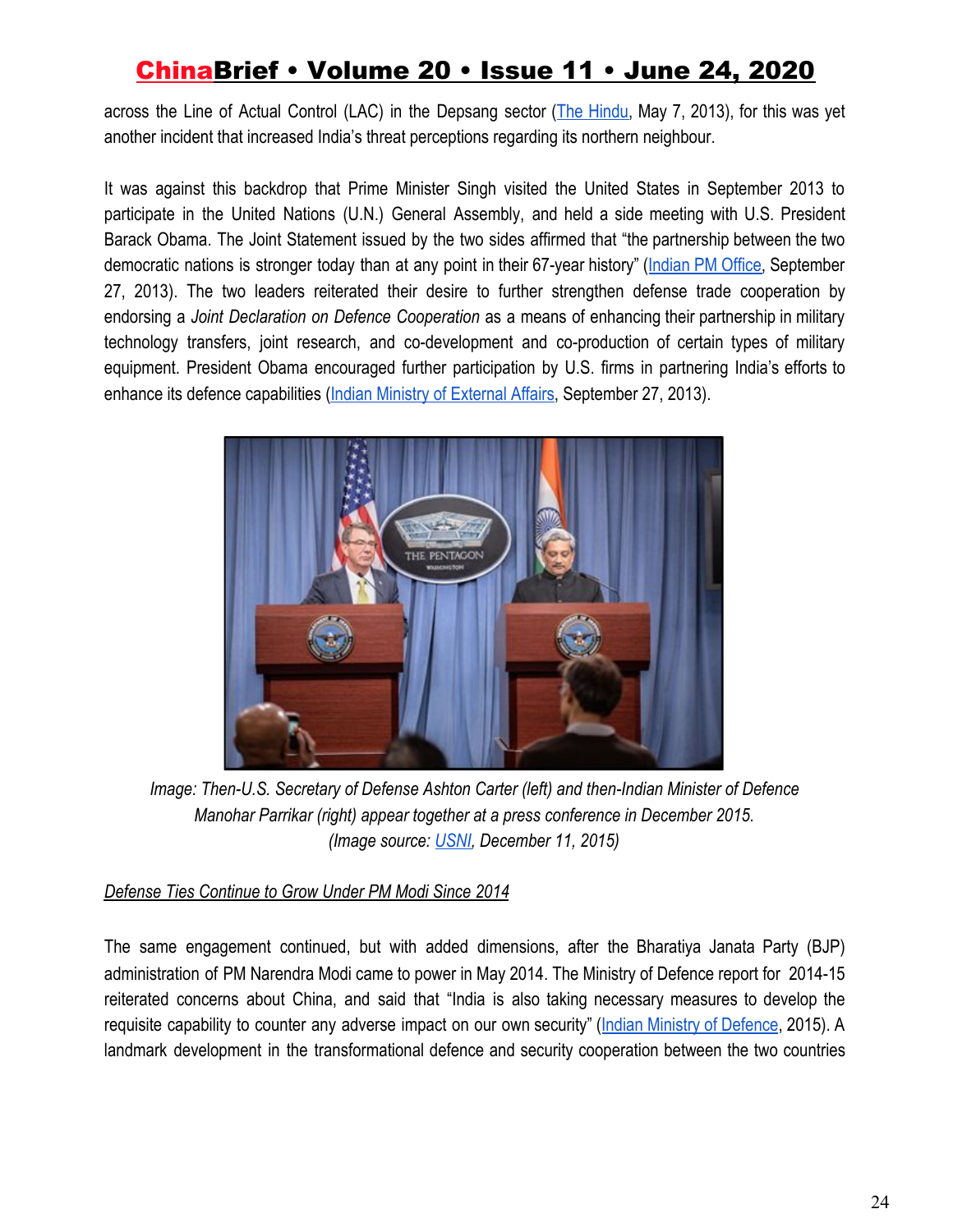across the Line of Actual Control (LAC) in the Depsang sector (The Hindu, May 7, 2013), for this was yet another incident that increased India's threat perceptions regarding its northern neighbour.

It was against this backdrop that Prime Minister Singh visited the United States in September 2013 to participate in the United Nations (U.N.) General Assembly, and held a side meeting with U.S. President Barack Obama. The Joint Statement issued by the two sides affirmed that "the partnership between the two democratic nations is stronger today than at any point in their 67-year history" (Indian PM Office, September 27, 2013). The two leaders reiterated their desire to further strengthen defense trade cooperation by endorsing a *Joint Declaration on Defence Cooperation* as a means of enhancing their partnership in military technology transfers, joint research, and co-development and co-production of certain types of military equipment. President Obama encouraged further participation by U.S. firms in partnering India's efforts to enhance its defence capabilities (Indian Ministry of External Affairs, September 27, 2013).

*Image: Then-U.S. Secretary of Defense Ashton Carter (left) and then-Indian Minister of Defence Manohar Parrikar (right) appear together at a press conference in December 2015. (Image source: USNI, December 11, 2015)*

### Defense Ties Continue to Grow Under PM Modi Since 2014

The same engagement continued, but with added dimensions, after the Bharatiya Janata Party (BJP) administration of PM Narendra Modi came to power in May 2014. The Ministry of Defence report for 2014-15 reiterated concerns about China, and said that "India is also taking necessary measures to develop the requisite capability to counter any adverse impact on our own security" (Indian Ministry of Defence, 2015). A landmark development in the transformational defence and security cooperation between the two countries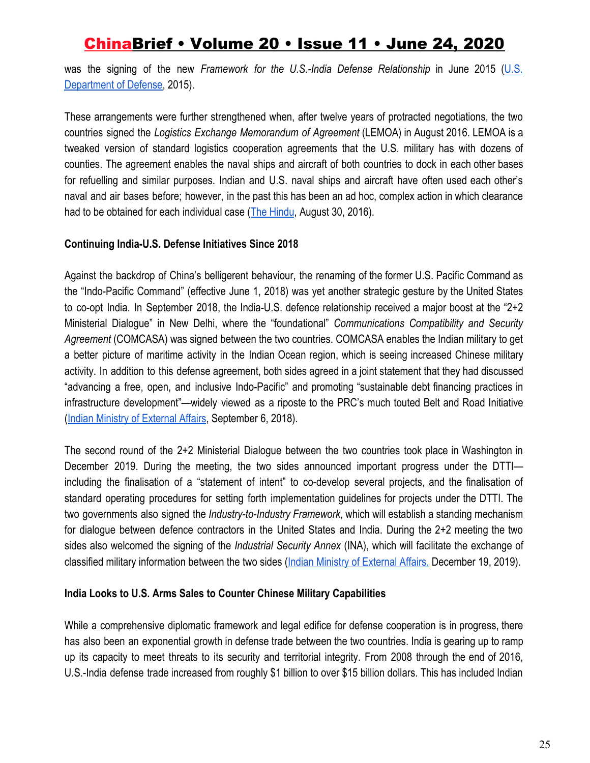was the signing of the new *Framework for the U.S.-India Defense Relationship* in June 2015 ([U.S. Department of Defense](), 2015).

These arrangements were further strengthened when, after twelve years of protracted negotiations, the two countries signed the *Logistics Exchange Memorandum of Agreement* (LEMOA) in August 2016. LEMOA is a tweaked version of standard logistics cooperation agreements that the U.S. military has with dozens of counties. The agreement enables the naval ships and aircraft of both countries to dock in each other bases for refuelling and similar purposes. Indian and U.S. naval ships and aircraft have often used each other's naval and air bases before; however, in the past this has been an ad hoc, complex action in which clearance had to be obtained for each individual case ([The Hindu](), August 30, 2016).

**Continuing India-U.S. Defense Initiatives Since 2018**

Against the backdrop of China's belligerent behaviour, the renaming of the former U.S. Pacific Command as the "Indo-Pacific Command" (effective June 1, 2018) was yet another strategic gesture by the United States to co-opt India. In September 2018, the India-U.S. defence relationship received a major boost at the "2+2 Ministerial Dialogue" in New Delhi, where the "foundational" *Communications Compatibility and Security Agreement* (COMCASA) was signed between the two countries. COMCASA enables the Indian military to get a better picture of maritime activity in the Indian Ocean region, which is seeing increased Chinese military activity. In addition to this defense agreement, both sides agreed in a joint statement that they had discussed "advancing a free, open, and inclusive Indo-Pacific" and promoting "sustainable debt financing practices in infrastructure development"—widely viewed as a riposte to the PRC's much touted Belt and Road Initiative ([Indian Ministry of External Affairs](), September 6, 2018).

The second round of the 2+2 Ministerial Dialogue between the two countries took place in Washington in December 2019. During the meeting, the two sides announced important progress under the DTTI—including the finalisation of a "statement of intent" to co-develop several projects, and the finalisation of standard operating procedures for setting forth implementation guidelines for projects under the DTTI. The two governments also signed the *Industry-to-Industry Framework*, which will establish a standing mechanism for dialogue between defence contractors in the United States and India. During the 2+2 meeting the two sides also welcomed the signing of the *Industrial Security Annex* (INA), which will facilitate the exchange of classified military information between the two sides ([Indian Ministry of External Affairs,]() December 19, 2019).

**India Looks to U.S. Arms Sales to Counter Chinese Military Capabilities**

While a comprehensive diplomatic framework and legal edifice for defense cooperation is in progress, there has also been an exponential growth in defense trade between the two countries. India is gearing up to ramp up its capacity to meet threats to its security and territorial integrity. From 2008 through the end of 2016, U.S.-India defense trade increased from roughly $1 billion to over $15 billion dollars. This has included Indian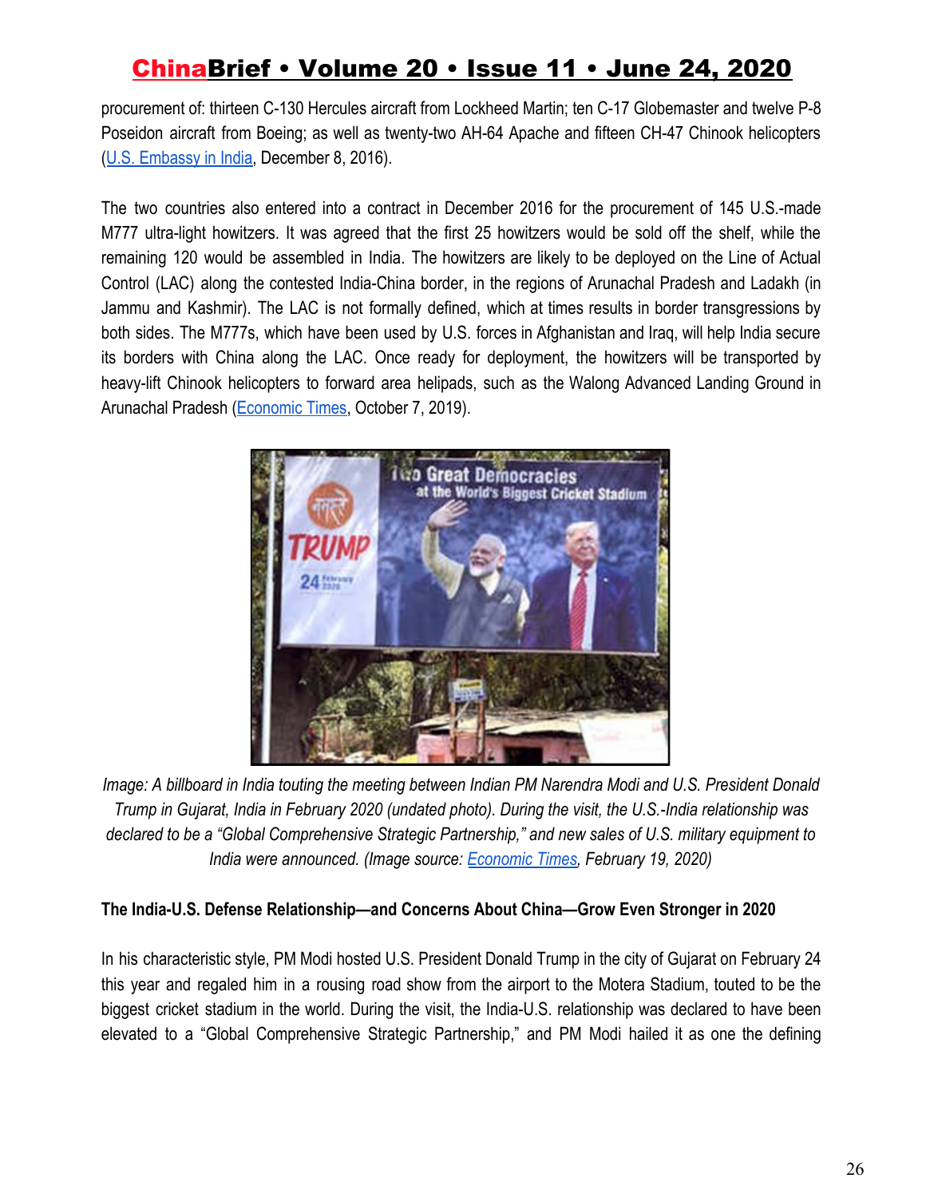procurement of: thirteen C-130 Hercules aircraft from Lockheed Martin; ten C-17 Globemaster and twelve P-8 Poseidon aircraft from Boeing; as well as twenty-two AH-64 Apache and fifteen CH-47 Chinook helicopters (U.S. Embassy in India, December 8, 2016).

The two countries also entered into a contract in December 2016 for the procurement of 145 U.S.-made M777 ultra-light howitzers. It was agreed that the first 25 howitzers would be sold off the shelf, while the remaining 120 would be assembled in India. The howitzers are likely to be deployed on the Line of Actual Control (LAC) along the contested India-China border, in the regions of Arunachal Pradesh and Ladakh (in Jammu and Kashmir). The LAC is not formally defined, which at times results in border transgressions by both sides. The M777s, which have been used by U.S. forces in Afghanistan and Iraq, will help India secure its borders with China along the LAC. Once ready for deployment, the howitzers will be transported by heavy-lift Chinook helicopters to forward area helipads, such as the Walong Advanced Landing Ground in Arunachal Pradesh (Economic Times, October 7, 2019).

*Image: A billboard in India touting the meeting between Indian PM Narendra Modi and U.S. President Donald Trump in Gujarat, India in February 2020 (undated photo). During the visit, the U.S.-India relationship was declared to be a "Global Comprehensive Strategic Partnership," and new sales of U.S. military equipment to India were announced. (Image source: Economic Times, February 19, 2020)*

**The India-U.S. Defense Relationship—and Concerns About China—Grow Even Stronger in 2020**

In his characteristic style, PM Modi hosted U.S. President Donald Trump in the city of Gujarat on February 24 this year and regaled him in a rousing road show from the airport to the Motera Stadium, touted to be the biggest cricket stadium in the world. During the visit, the India-U.S. relationship was declared to have been elevated to a "Global Comprehensive Strategic Partnership," and PM Modi hailed it as one the defining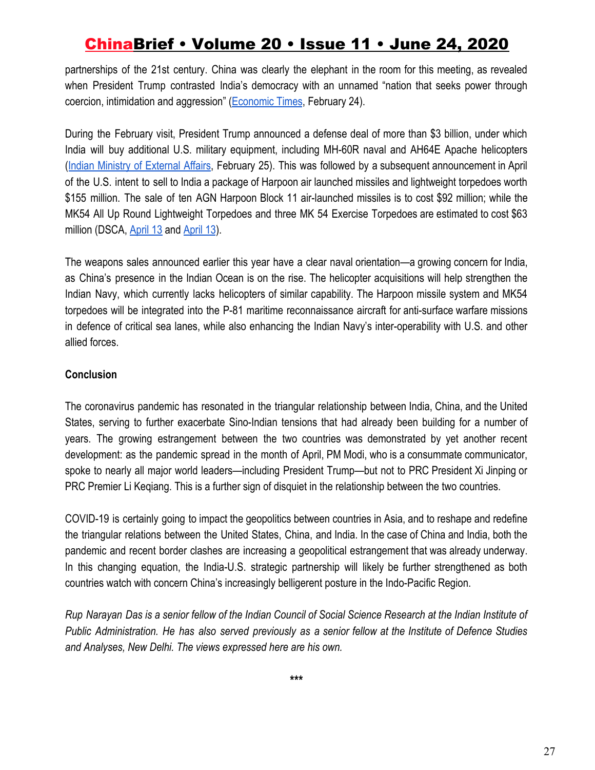partnerships of the 21st century. China was clearly the elephant in the room for this meeting, as revealed when President Trump contrasted India's democracy with an unnamed "nation that seeks power through coercion, intimidation and aggression" (Economic Times, February 24).

During the February visit, President Trump announced a defense deal of more than $3 billion, under which India will buy additional U.S. military equipment, including MH-60R naval and AH64E Apache helicopters (Indian Ministry of External Affairs, February 25). This was followed by a subsequent announcement in April of the U.S. intent to sell to India a package of Harpoon air launched missiles and lightweight torpedoes worth $155 million. The sale of ten AGN Harpoon Block 11 air-launched missiles is to cost $92 million; while the MK54 All Up Round Lightweight Torpedoes and three MK 54 Exercise Torpedoes are estimated to cost $63 million (DSCA, April 13 and April 13).

The weapons sales announced earlier this year have a clear naval orientation—a growing concern for India, as China's presence in the Indian Ocean is on the rise. The helicopter acquisitions will help strengthen the Indian Navy, which currently lacks helicopters of similar capability. The Harpoon missile system and MK54 torpedoes will be integrated into the P-81 maritime reconnaissance aircraft for anti-surface warfare missions in defence of critical sea lanes, while also enhancing the Indian Navy's inter-operability with U.S. and other allied forces.

**Conclusion**

The coronavirus pandemic has resonated in the triangular relationship between India, China, and the United States, serving to further exacerbate Sino-Indian tensions that had already been building for a number of years. The growing estrangement between the two countries was demonstrated by yet another recent development: as the pandemic spread in the month of April, PM Modi, who is a consummate communicator, spoke to nearly all major world leaders—including President Trump—but not to PRC President Xi Jinping or PRC Premier Li Keqiang. This is a further sign of disquiet in the relationship between the two countries.

COVID-19 is certainly going to impact the geopolitics between countries in Asia, and to reshape and redefine the triangular relations between the United States, China, and India. In the case of China and India, both the pandemic and recent border clashes are increasing a geopolitical estrangement that was already underway. In this changing equation, the India-U.S. strategic partnership will likely be further strengthened as both countries watch with concern China's increasingly belligerent posture in the Indo-Pacific Region.

*Rup Narayan Das is a senior fellow of the Indian Council of Social Science Research at the Indian Institute of Public Administration. He has also served previously as a senior fellow at the Institute of Defence Studies and Analyses, New Delhi. The views expressed here are his own.*

***